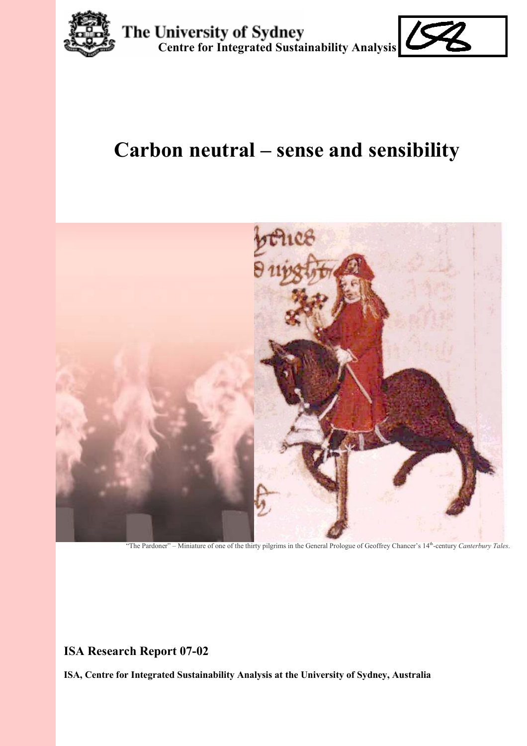The University of Sydney
**Centre for Integrated Sustainability Analysis**

# Carbon neutral – sense and sensibility

"The Pardoner" – Miniature of one of the thirty pilgrims in the General Prologue of Geoffrey Chancer's 14th-century *Canterbury Tales*.

**ISA Research Report 07-02**

**ISA, Centre for Integrated Sustainability Analysis at the University of Sydney, Australia**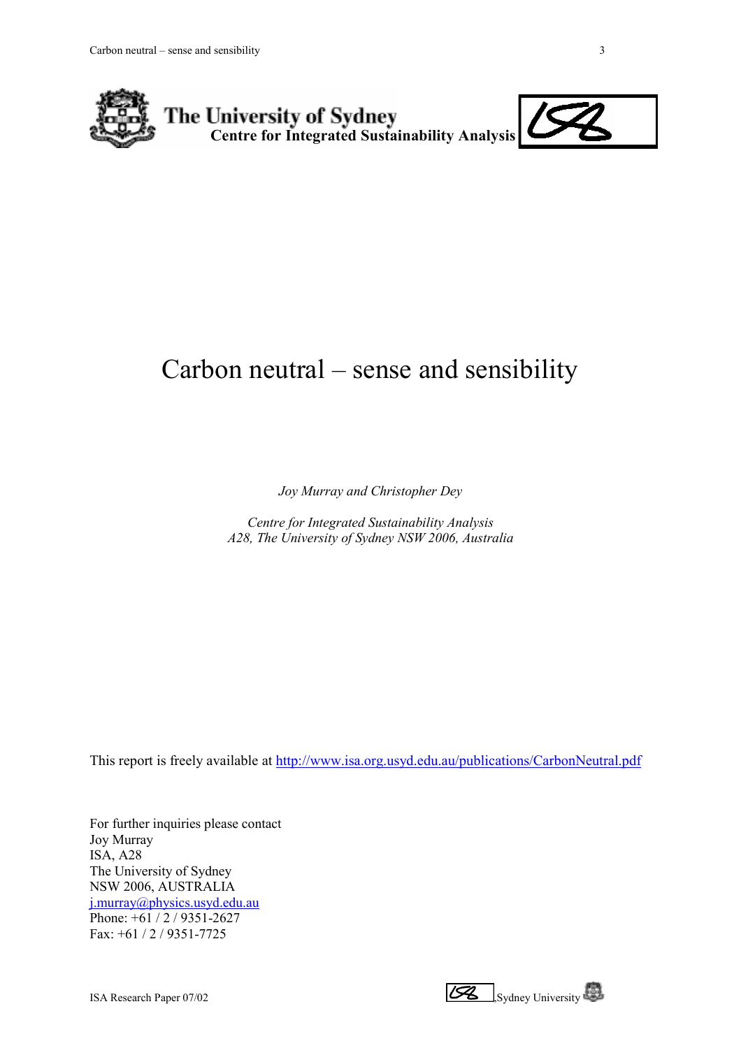The University of Sydney
**Centre for Integrated Sustainability Analysis**

# Carbon neutral – sense and sensibility

*Joy Murray and Christopher Dey*

*Centre for Integrated Sustainability Analysis*
*A28, The University of Sydney NSW 2006, Australia*

This report is freely available at http://www.isa.org.usyd.edu.au/publications/CarbonNeutral.pdf

For further inquiries please contact
Joy Murray
ISA, A28
The University of Sydney
NSW 2006, AUSTRALIA
j.murray@physics.usyd.edu.au
Phone: +61 / 2 / 9351-2627
Fax: +61 / 2 / 9351-7725

ISA Research Paper 07/02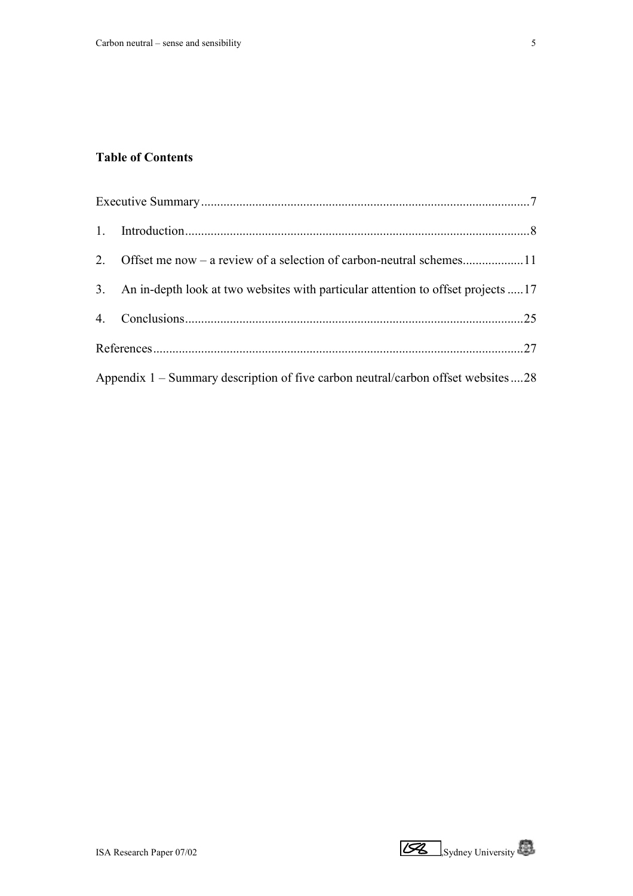**Table of Contents**

Executive Summary......................................................................................................7

1. Introduction...........................................................................................................8
2. Offset me now – a review of a selection of carbon-neutral schemes..................11
3. An in-depth look at two websites with particular attention to offset projects .....17
4. Conclusions.........................................................................................................25

References...................................................................................................................27

Appendix 1 – Summary description of five carbon neutral/carbon offset websites....28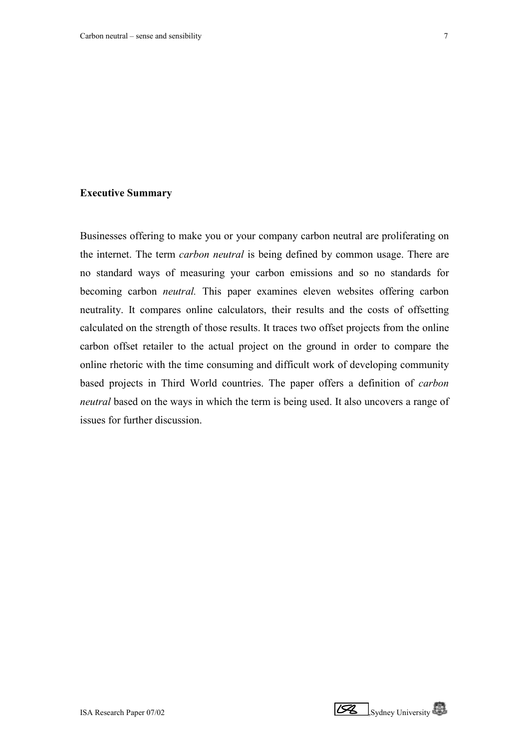**Executive Summary**

Businesses offering to make you or your company carbon neutral are proliferating on the internet. The term *carbon neutral* is being defined by common usage. There are no standard ways of measuring your carbon emissions and so no standards for becoming carbon *neutral.* This paper examines eleven websites offering carbon neutrality. It compares online calculators, their results and the costs of offsetting calculated on the strength of those results. It traces two offset projects from the online carbon offset retailer to the actual project on the ground in order to compare the online rhetoric with the time consuming and difficult work of developing community based projects in Third World countries. The paper offers a definition of *carbon neutral* based on the ways in which the term is being used. It also uncovers a range of issues for further discussion.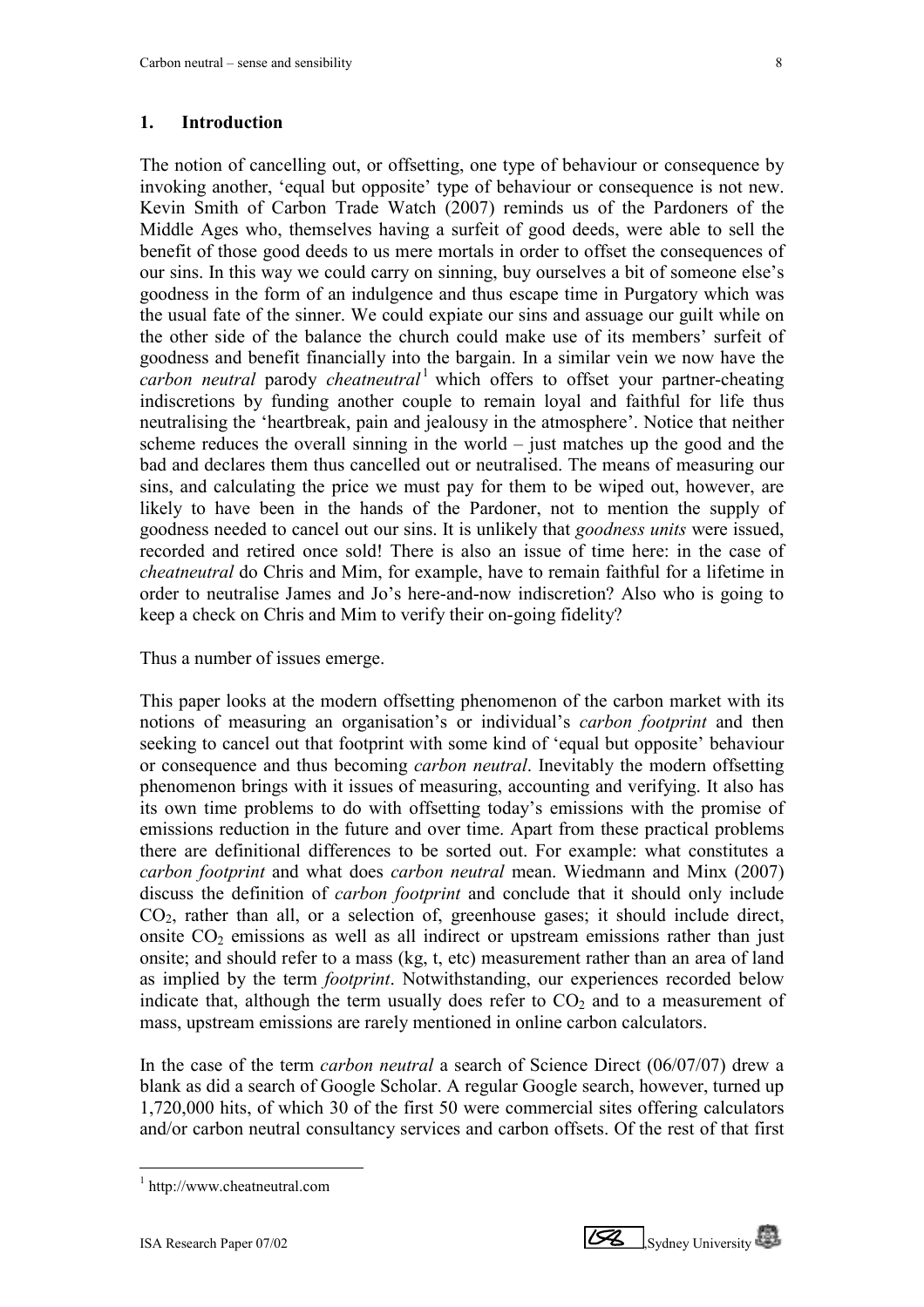## 1. Introduction

The notion of cancelling out, or offsetting, one type of behaviour or consequence by invoking another, 'equal but opposite' type of behaviour or consequence is not new. Kevin Smith of Carbon Trade Watch (2007) reminds us of the Pardoners of the Middle Ages who, themselves having a surfeit of good deeds, were able to sell the benefit of those good deeds to us mere mortals in order to offset the consequences of our sins. In this way we could carry on sinning, buy ourselves a bit of someone else's goodness in the form of an indulgence and thus escape time in Purgatory which was the usual fate of the sinner. We could expiate our sins and assuage our guilt while on the other side of the balance the church could make use of its members' surfeit of goodness and benefit financially into the bargain. In a similar vein we now have the *carbon neutral* parody *cheatneutral*[1] which offers to offset your partner-cheating indiscretions by funding another couple to remain loyal and faithful for life thus neutralising the 'heartbreak, pain and jealousy in the atmosphere'. Notice that neither scheme reduces the overall sinning in the world – just matches up the good and the bad and declares them thus cancelled out or neutralised. The means of measuring our sins, and calculating the price we must pay for them to be wiped out, however, are likely to have been in the hands of the Pardoner, not to mention the supply of goodness needed to cancel out our sins. It is unlikely that *goodness units* were issued, recorded and retired once sold! There is also an issue of time here: in the case of *cheatneutral* do Chris and Mim, for example, have to remain faithful for a lifetime in order to neutralise James and Jo's here-and-now indiscretion? Also who is going to keep a check on Chris and Mim to verify their on-going fidelity?

Thus a number of issues emerge.

This paper looks at the modern offsetting phenomenon of the carbon market with its notions of measuring an organisation's or individual's *carbon footprint* and then seeking to cancel out that footprint with some kind of 'equal but opposite' behaviour or consequence and thus becoming *carbon neutral*. Inevitably the modern offsetting phenomenon brings with it issues of measuring, accounting and verifying. It also has its own time problems to do with offsetting today's emissions with the promise of emissions reduction in the future and over time. Apart from these practical problems there are definitional differences to be sorted out. For example: what constitutes a *carbon footprint* and what does *carbon neutral* mean. Wiedmann and Minx (2007) discuss the definition of *carbon footprint* and conclude that it should only include $CO_2$, rather than all, or a selection of, greenhouse gases; it should include direct, onsite $CO_2$ emissions as well as all indirect or upstream emissions rather than just onsite; and should refer to a mass (kg, t, etc) measurement rather than an area of land as implied by the term *footprint*. Notwithstanding, our experiences recorded below indicate that, although the term usually does refer to $CO_2$ and to a measurement of mass, upstream emissions are rarely mentioned in online carbon calculators.

In the case of the term *carbon neutral* a search of Science Direct (06/07/07) drew a blank as did a search of Google Scholar. A regular Google search, however, turned up 1,720,000 hits, of which 30 of the first 50 were commercial sites offering calculators and/or carbon neutral consultancy services and carbon offsets. Of the rest of that first

---

[1] http://www.cheatneutral.com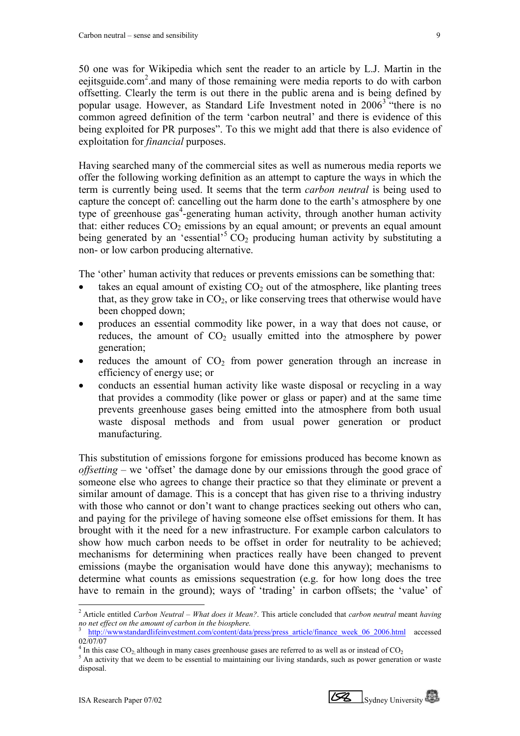50 one was for Wikipedia which sent the reader to an article by L.J. Martin in the eejitsguide.com[2].and many of those remaining were media reports to do with carbon offsetting. Clearly the term is out there in the public arena and is being defined by popular usage. However, as Standard Life Investment noted in 2006[3] "there is no common agreed definition of the term 'carbon neutral' and there is evidence of this being exploited for PR purposes". To this we might add that there is also evidence of exploitation for *financial* purposes.

Having searched many of the commercial sites as well as numerous media reports we offer the following working definition as an attempt to capture the ways in which the term is currently being used. It seems that the term *carbon neutral* is being used to capture the concept of: cancelling out the harm done to the earth's atmosphere by one type of greenhouse gas[4]-generating human activity, through another human activity that: either reduces $CO_2$ emissions by an equal amount; or prevents an equal amount being generated by an 'essential'[5] $CO_2$ producing human activity by substituting a non- or low carbon producing alternative.

The 'other' human activity that reduces or prevents emissions can be something that:

- takes an equal amount of existing $CO_2$ out of the atmosphere, like planting trees that, as they grow take in $CO_2$, or like conserving trees that otherwise would have been chopped down;
- produces an essential commodity like power, in a way that does not cause, or reduces, the amount of $CO_2$ usually emitted into the atmosphere by power generation;
- reduces the amount of $CO_2$ from power generation through an increase in efficiency of energy use; or
- conducts an essential human activity like waste disposal or recycling in a way that provides a commodity (like power or glass or paper) and at the same time prevents greenhouse gases being emitted into the atmosphere from both usual waste disposal methods and from usual power generation or product manufacturing.

This substitution of emissions forgone for emissions produced has become known as *offsetting* – we 'offset' the damage done by our emissions through the good grace of someone else who agrees to change their practice so that they eliminate or prevent a similar amount of damage. This is a concept that has given rise to a thriving industry with those who cannot or don't want to change practices seeking out others who can, and paying for the privilege of having someone else offset emissions for them. It has brought with it the need for a new infrastructure. For example carbon calculators to show how much carbon needs to be offset in order for neutrality to be achieved; mechanisms for determining when practices really have been changed to prevent emissions (maybe the organisation would have done this anyway); mechanisms to determine what counts as emissions sequestration (e.g. for how long does the tree have to remain in the ground); ways of 'trading' in carbon offsets; the 'value' of

---

[2] Article entitled *Carbon Neutral – What does it Mean?*. This article concluded that *carbon neutral* meant *having no net effect on the amount of carbon in the biosphere.*

[3] http://wwwstandardlifeinvestment.com/content/data/press/press_article/finance_week_06_2006.html accessed 02/07/07

[4] In this case $CO_2$, although in many cases greenhouse gases are referred to as well as or instead of $CO_2$

[5] An activity that we deem to be essential to maintaining our living standards, such as power generation or waste disposal.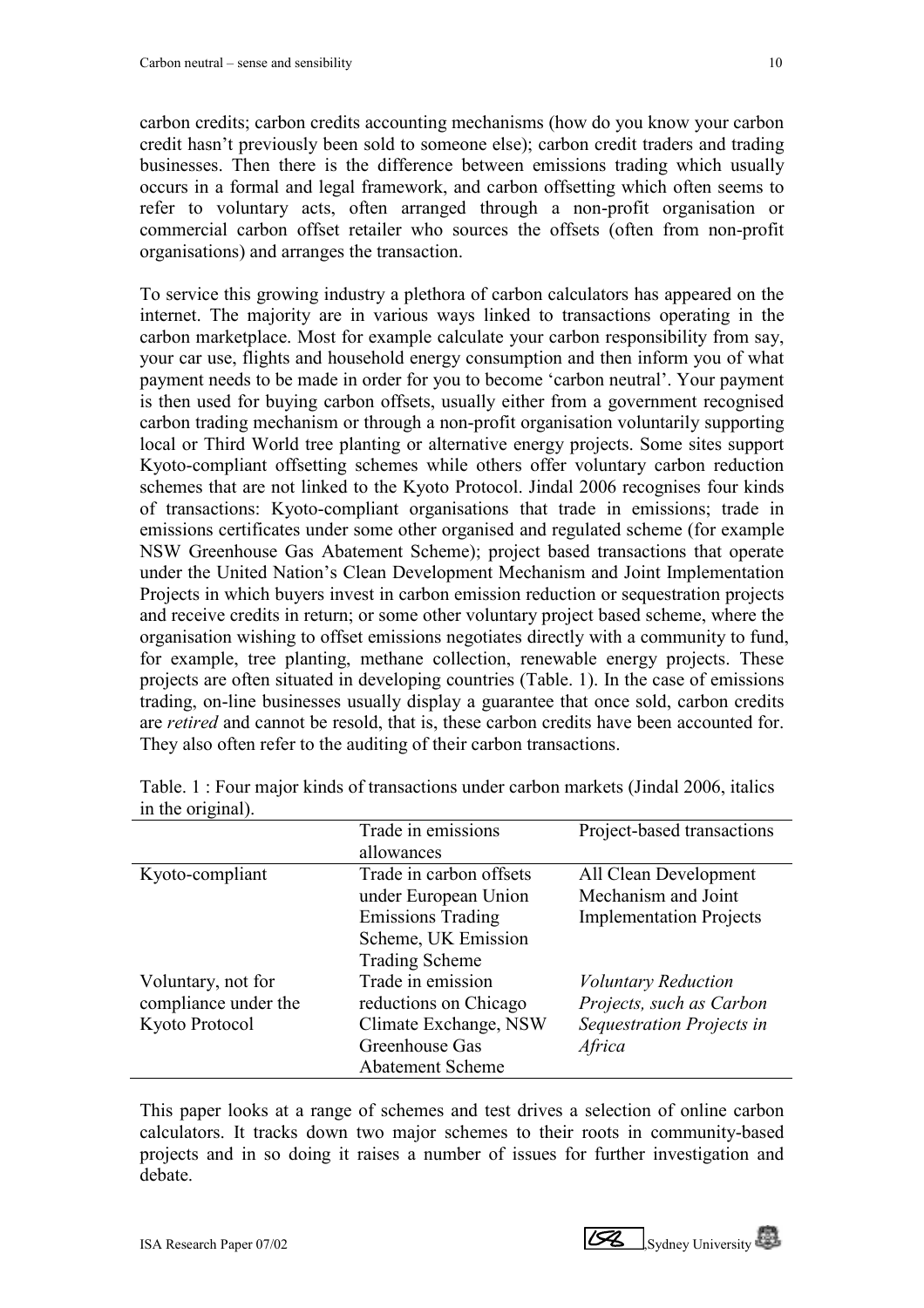carbon credits; carbon credits accounting mechanisms (how do you know your carbon credit hasn't previously been sold to someone else); carbon credit traders and trading businesses. Then there is the difference between emissions trading which usually occurs in a formal and legal framework, and carbon offsetting which often seems to refer to voluntary acts, often arranged through a non-profit organisation or commercial carbon offset retailer who sources the offsets (often from non-profit organisations) and arranges the transaction.

To service this growing industry a plethora of carbon calculators has appeared on the internet. The majority are in various ways linked to transactions operating in the carbon marketplace. Most for example calculate your carbon responsibility from say, your car use, flights and household energy consumption and then inform you of what payment needs to be made in order for you to become 'carbon neutral'. Your payment is then used for buying carbon offsets, usually either from a government recognised carbon trading mechanism or through a non-profit organisation voluntarily supporting local or Third World tree planting or alternative energy projects. Some sites support Kyoto-compliant offsetting schemes while others offer voluntary carbon reduction schemes that are not linked to the Kyoto Protocol. Jindal 2006 recognises four kinds of transactions: Kyoto-compliant organisations that trade in emissions; trade in emissions certificates under some other organised and regulated scheme (for example NSW Greenhouse Gas Abatement Scheme); project based transactions that operate under the United Nation's Clean Development Mechanism and Joint Implementation Projects in which buyers invest in carbon emission reduction or sequestration projects and receive credits in return; or some other voluntary project based scheme, where the organisation wishing to offset emissions negotiates directly with a community to fund, for example, tree planting, methane collection, renewable energy projects. These projects are often situated in developing countries (Table. 1). In the case of emissions trading, on-line businesses usually display a guarantee that once sold, carbon credits are *retired* and cannot be resold, that is, these carbon credits have been accounted for. They also often refer to the auditing of their carbon transactions.

Table. 1 : Four major kinds of transactions under carbon markets (Jindal 2006, italics in the original).

| | Trade in emissions allowances | Project-based transactions |
|---|---|---|
| Kyoto-compliant | Trade in carbon offsets under European Union Emissions Trading Scheme, UK Emission Trading Scheme | All Clean Development Mechanism and Joint Implementation Projects |
| Voluntary, not for compliance under the Kyoto Protocol | Trade in emission reductions on Chicago Climate Exchange, NSW Greenhouse Gas Abatement Scheme | *Voluntary Reduction Projects, such as Carbon Sequestration Projects in Africa* |

This paper looks at a range of schemes and test drives a selection of online carbon calculators. It tracks down two major schemes to their roots in community-based projects and in so doing it raises a number of issues for further investigation and debate.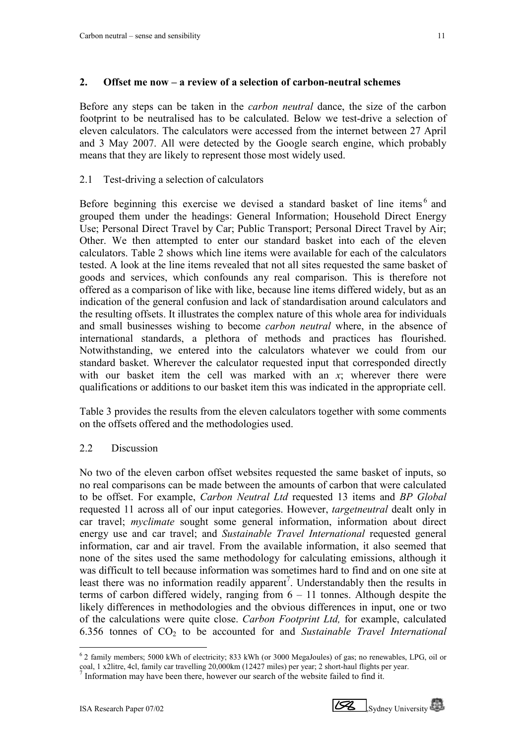## 2. Offset me now – a review of a selection of carbon-neutral schemes

Before any steps can be taken in the *carbon neutral* dance, the size of the carbon footprint to be neutralised has to be calculated. Below we test-drive a selection of eleven calculators. The calculators were accessed from the internet between 27 April and 3 May 2007. All were detected by the Google search engine, which probably means that they are likely to represent those most widely used.

### 2.1 Test-driving a selection of calculators

Before beginning this exercise we devised a standard basket of line items[6] and grouped them under the headings: General Information; Household Direct Energy Use; Personal Direct Travel by Car; Public Transport; Personal Direct Travel by Air; Other. We then attempted to enter our standard basket into each of the eleven calculators. Table 2 shows which line items were available for each of the calculators tested. A look at the line items revealed that not all sites requested the same basket of goods and services, which confounds any real comparison. This is therefore not offered as a comparison of like with like, because line items differed widely, but as an indication of the general confusion and lack of standardisation around calculators and the resulting offsets. It illustrates the complex nature of this whole area for individuals and small businesses wishing to become *carbon neutral* where, in the absence of international standards, a plethora of methods and practices has flourished. Notwithstanding, we entered into the calculators whatever we could from our standard basket. Wherever the calculator requested input that corresponded directly with our basket item the cell was marked with an *x*; wherever there were qualifications or additions to our basket item this was indicated in the appropriate cell.

Table 3 provides the results from the eleven calculators together with some comments on the offsets offered and the methodologies used.

### 2.2 Discussion

No two of the eleven carbon offset websites requested the same basket of inputs, so no real comparisons can be made between the amounts of carbon that were calculated to be offset. For example, *Carbon Neutral Ltd* requested 13 items and *BP Global* requested 11 across all of our input categories. However, *targetneutral* dealt only in car travel; *myclimate* sought some general information, information about direct energy use and car travel; and *Sustainable Travel International* requested general information, car and air travel. From the available information, it also seemed that none of the sites used the same methodology for calculating emissions, although it was difficult to tell because information was sometimes hard to find and on one site at least there was no information readily apparent[7]. Understandably then the results in terms of carbon differed widely, ranging from 6 – 11 tonnes. Although despite the likely differences in methodologies and the obvious differences in input, one or two of the calculations were quite close. *Carbon Footprint Ltd,* for example, calculated 6.356 tonnes of $CO_2$ to be accounted for and *Sustainable Travel International*

---

[6] 2 family members; 5000 kWh of electricity; 833 kWh (or 3000 MegaJoules) of gas; no renewables, LPG, oil or coal, 1 x2litre, 4cl, family car travelling 20,000km (12427 miles) per year; 2 short-haul flights per year.

[7] Information may have been there, however our search of the website failed to find it.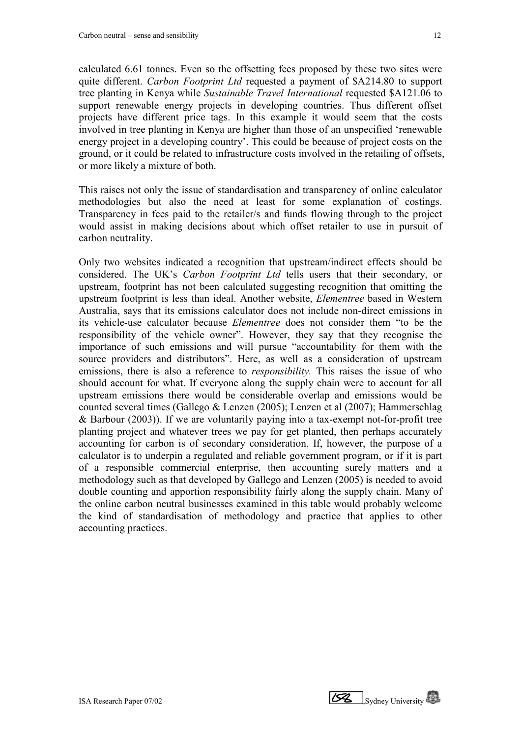calculated 6.61 tonnes. Even so the offsetting fees proposed by these two sites were quite different. *Carbon Footprint Ltd* requested a payment of $A214.80 to support tree planting in Kenya while *Sustainable Travel International* requested $A121.06 to support renewable energy projects in developing countries. Thus different offset projects have different price tags. In this example it would seem that the costs involved in tree planting in Kenya are higher than those of an unspecified 'renewable energy project in a developing country'. This could be because of project costs on the ground, or it could be related to infrastructure costs involved in the retailing of offsets, or more likely a mixture of both.

This raises not only the issue of standardisation and transparency of online calculator methodologies but also the need at least for some explanation of costings. Transparency in fees paid to the retailer/s and funds flowing through to the project would assist in making decisions about which offset retailer to use in pursuit of carbon neutrality.

Only two websites indicated a recognition that upstream/indirect effects should be considered. The UK's *Carbon Footprint Ltd* tells users that their secondary, or upstream, footprint has not been calculated suggesting recognition that omitting the upstream footprint is less than ideal. Another website, *Elementree* based in Western Australia, says that its emissions calculator does not include non-direct emissions in its vehicle-use calculator because *Elementree* does not consider them "to be the responsibility of the vehicle owner". However, they say that they recognise the importance of such emissions and will pursue "accountability for them with the source providers and distributors". Here, as well as a consideration of upstream emissions, there is also a reference to *responsibility.* This raises the issue of who should account for what. If everyone along the supply chain were to account for all upstream emissions there would be considerable overlap and emissions would be counted several times (Gallego & Lenzen (2005); Lenzen et al (2007); Hammerschlag & Barbour (2003)). If we are voluntarily paying into a tax-exempt not-for-profit tree planting project and whatever trees we pay for get planted, then perhaps accurately accounting for carbon is of secondary consideration. If, however, the purpose of a calculator is to underpin a regulated and reliable government program, or if it is part of a responsible commercial enterprise, then accounting surely matters and a methodology such as that developed by Gallego and Lenzen (2005) is needed to avoid double counting and apportion responsibility fairly along the supply chain. Many of the online carbon neutral businesses examined in this table would probably welcome the kind of standardisation of methodology and practice that applies to other accounting practices.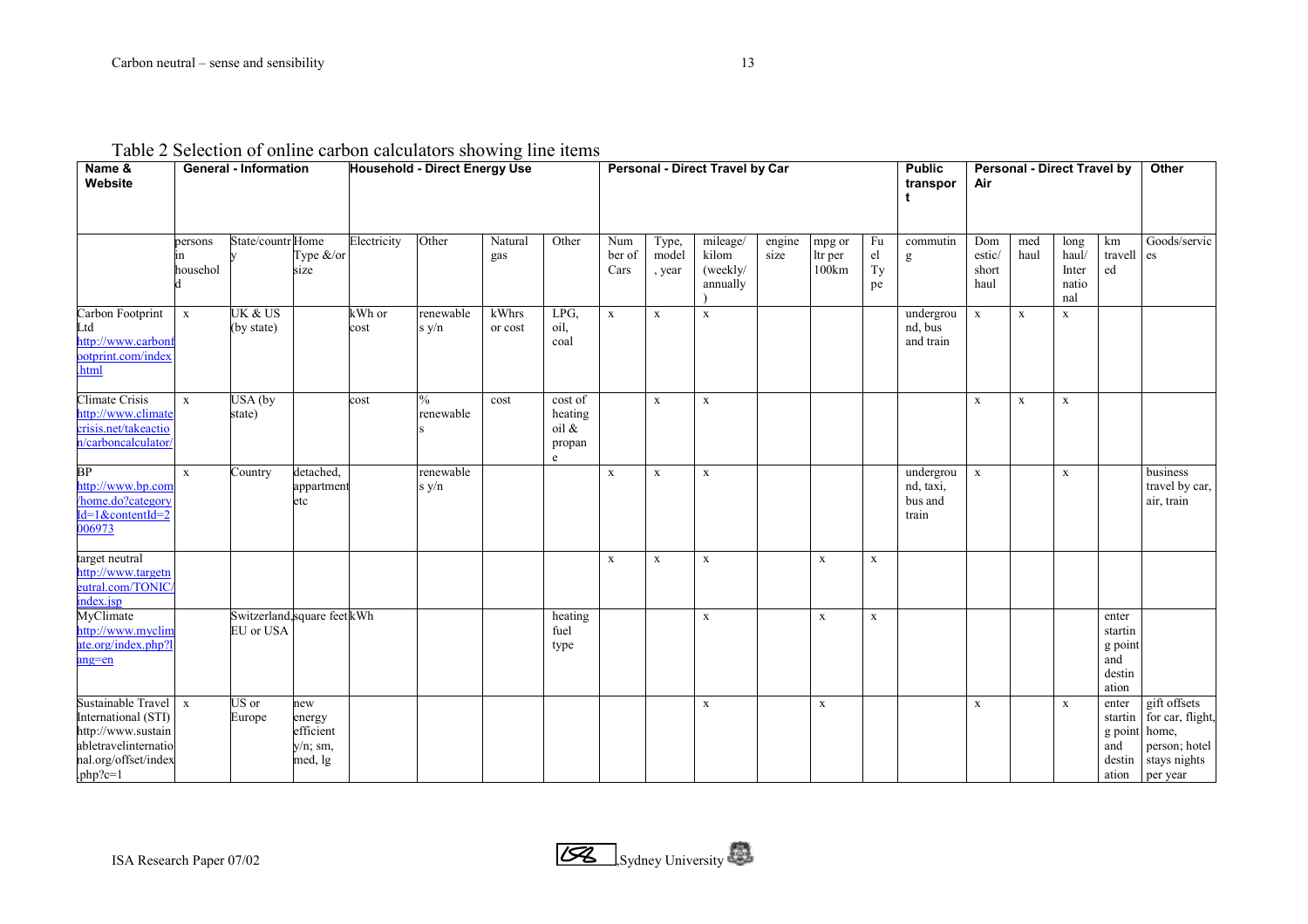Table 2 Selection of online carbon calculators showing line items

| Name & Website | General - Information | | | Household - Direct Energy Use | | | | Personal - Direct Travel by Car | | | | | | Public transport | Personal - Direct Travel by Air | | | | Other |
|---|---|---|---|---|---|---|---|---|---|---|---|---|---|---|---|---|---|---|---|
| | persons in household | State/country | Home Type &/or size | Electricity | Other | Natural gas | Other | Number of Cars | Type, model, year | mileage/ kilom (weekly/ annually) | engine size | mpg or ltr per 100km | Fuel Type | commuting | Domestic/ short haul | med haul | long haul/ International | km travelled | Goods/services |
| Carbon Footprint Ltd http://www.carbonfootprint.com/index.html | x | UK & US (by state) | | kWh or cost | renewables y/n | kWhrs or cost | LPG, oil, coal | x | x | x | | | | underground, bus and train | x | x | x | | |
| Climate Crisis http://www.climatecrisis.net/takeaction/carboncalculator/ | x | USA (by state) | | cost | % renewables | cost | cost of heating oil & propane | | x | x | | | | | x | x | x | | |
| BP http://www.bp.com/home.do?categoryId=1&contentId=2006973 | x | Country | detached, appartment etc | | renewables y/n | | | x | x | x | | | | underground, taxi, bus and train | x | | x | | business travel by car, air, train |
| target neutral http://www.targetneutral.com/TONIC/index.jsp | | | | | | | | x | x | x | | x | x | | | | | | |
| MyClimate http://www.myclimate.org/index.php?lang=en | | Switzerland, EU or USA | square feet | kWh | | | heating fuel type | | | x | | x | x | | | | | enter starting point and destination | |
| Sustainable Travel International (STI) http://www.sustainabletravelinternational.org/offset/index.php?c=1 | x | US or Europe | new energy efficient y/n; sm, med, lg | | | | | | | x | | x | | | x | | x | enter starting point and destination | gift offsets for car, flight, home, person; hotel stays nights per year |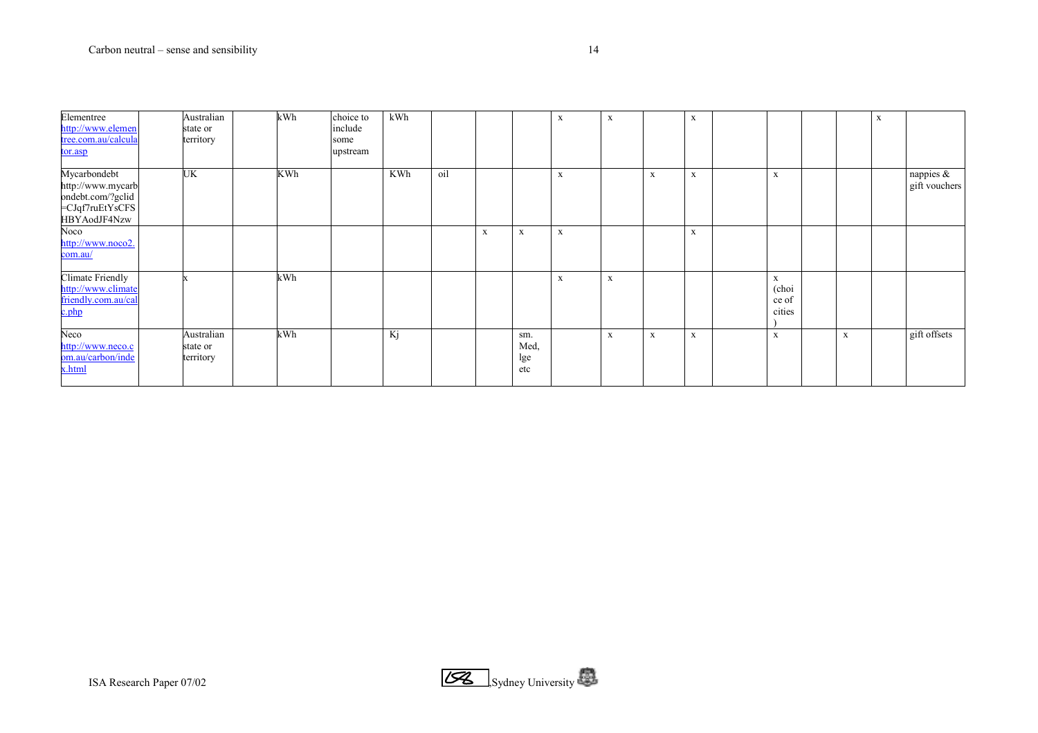| | | | | | | | | | | | | | | | | | | | |
|---|---|---|---|---|---|---|---|---|---|---|---|---|---|---|---|---|---|---|---|
| Elementree http://www.elementree.com.au/calculator.asp | | Australian state or territory | | kWh | choice to include some upstream | kWh | | | | x | x | | x | | | | | x | |
| Mycarbondebt http://www.mycarbondebt.com/?gclid=CJqf7ruEtYsCFSHBYAodJF4Nzw | | UK | | KWh | | KWh | oil | | | x | | x | x | | x | | | | nappies & gift vouchers |
| Noco http://www.noco2.com.au/ | | | | | | | | x | x | x | | | x | | | | | | |
| Climate Friendly http://www.climatefriendly.com.au/calc.php | | x | | kWh | | | | | | x | x | | | | x (choice of cities) | | | | |
| Neco http://www.neco.com.au/carbon/index.html | | Australian state or territory | | kWh | | Kj | | | sm. Med, lge etc | | x | x | x | | x | | x | | gift offsets |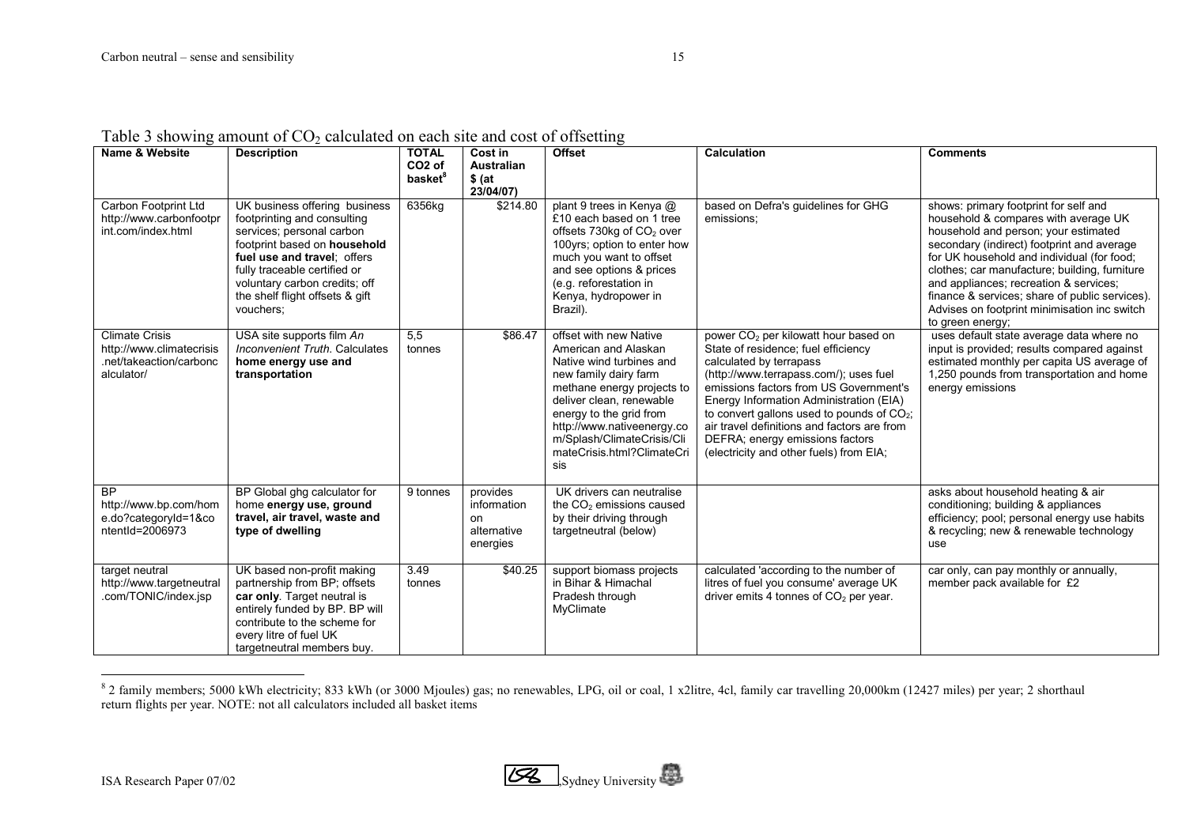Table 3 showing amount of $CO_2$ calculated on each site and cost of offsetting

| Name & Website | Description | TOTAL $CO_2$ of basket[8] | Cost in Australian $ (at 23/04/07) | Offset | Calculation | Comments |
|---|---|---|---|---|---|---|
| Carbon Footprint Ltd http://www.carbonfootprint.com/index.html | UK business offering business footprinting and consulting services; personal carbon footprint based on **household fuel use and travel**; offers fully traceable certified or voluntary carbon credits; off the shelf flight offsets & gift vouchers; | 6356kg | $214.80 | plant 9 trees in Kenya @ £10 each based on 1 tree offsets 730kg of $CO_2$ over 100yrs; option to enter how much you want to offset and see options & prices (e.g. reforestation in Kenya, hydropower in Brazil). | based on Defra's guidelines for GHG emissions; | shows: primary footprint for self and household & compares with average UK household and person; your estimated secondary (indirect) footprint and average for UK household and individual (for food; clothes; car manufacture; building, furniture and appliances; recreation & services; finance & services; share of public services). Advises on footprint minimisation inc switch to green energy; |
| Climate Crisis http://www.climatecrisis.net/takeaction/carboncalculator/ | USA site supports film *An Inconvenient Truth*. Calculates **home energy use and transportation** | 5,5 tonnes | $86.47 | offset with new Native American and Alaskan Native wind turbines and new family dairy farm methane energy projects to deliver clean, renewable energy to the grid from http://www.nativeenergy.com/Splash/ClimateCrisis/ClimateCrisis.html?ClimateCrisis | power $CO_2$ per kilowatt hour based on State of residence; fuel efficiency calculated by terrapass (http://www.terrapass.com/); uses fuel emissions factors from US Government's Energy Information Administration (EIA) to convert gallons used to pounds of $CO_2$; air travel definitions and factors are from DEFRA; energy emissions factors (electricity and other fuels) from EIA; | uses default state average data where no input is provided; results compared against estimated monthly per capita US average of 1,250 pounds from transportation and home energy emissions |
| BP http://www.bp.com/home.do?categoryId=1&contentId=2006973 | BP Global ghg calculator for **home energy use, ground travel, air travel, waste and type of dwelling** | 9 tonnes | provides information on alternative energies | UK drivers can neutralise the $CO_2$ emissions caused by their driving through targetneutral (below) | | asks about household heating & air conditioning; building & appliances efficiency; pool; personal energy use habits & recycling; new & renewable technology use |
| target neutral http://www.targetneutral.com/TONIC/index.jsp | UK based non-profit making partnership from BP; offsets **car only**. Target neutral is entirely funded by BP. BP will contribute to the scheme for every litre of fuel UK targetneutral members buy. | 3.49 tonnes | $40.25 | support biomass projects in Bihar & Himachal Pradesh through MyClimate | calculated 'according to the number of litres of fuel you consume' average UK driver emits 4 tonnes of $CO_2$ per year. | car only, can pay monthly or annually, member pack available for £2 |

[8] 2 family members; 5000 kWh electricity; 833 kWh (or 3000 Mjoules) gas; no renewables, LPG, oil or coal, 1 x2litre, 4cl, family car travelling 20,000km (12427 miles) per year; 2 shorthaul return flights per year. NOTE: not all calculators included all basket items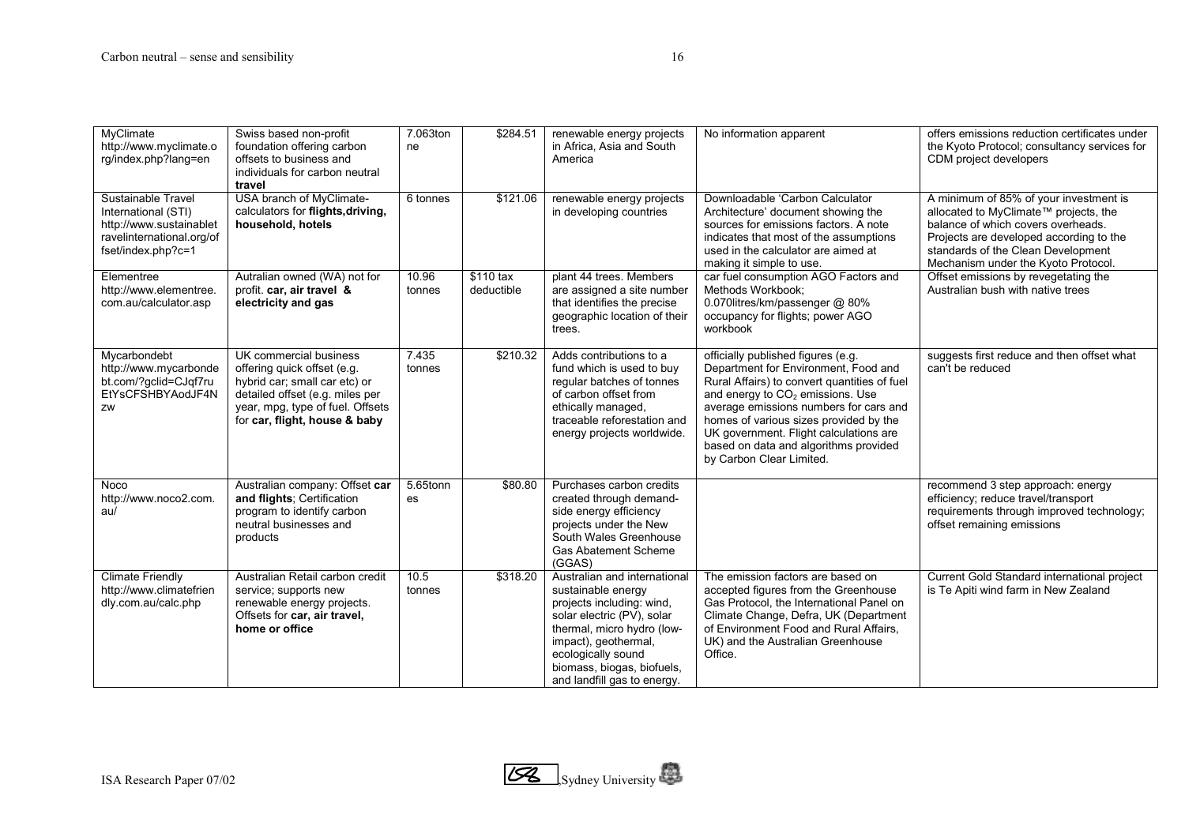| MyClimate http://www.myclimate.org/index.php?lang=en | Swiss based non-profit foundation offering carbon offsets to business and individuals for carbon neutral **travel** | 7.063tonne | $284.51 | renewable energy projects in Africa, Asia and South America | No information apparent | offers emissions reduction certificates under the Kyoto Protocol; consultancy services for CDM project developers |
|---|---|---|---|---|---|---|
| Sustainable Travel International (STI) http://www.sustainabletravelinternational.org/offset/index.php?c=1 | USA branch of MyClimate- calculators for **flights,driving, household, hotels** | 6 tonnes | $121.06 | renewable energy projects in developing countries | Downloadable 'Carbon Calculator Architecture' document showing the sources for emissions factors. A note indicates that most of the assumptions used in the calculator are aimed at making it simple to use. | A minimum of 85% of your investment is allocated to MyClimate™ projects, the balance of which covers overheads. Projects are developed according to the standards of the Clean Development Mechanism under the Kyoto Protocol. |
| Elementree http://www.elementree.com.au/calculator.asp | Autralian owned (WA) not for profit. **car, air travel & electricity and gas** | 10.96 tonnes | $110 tax deductible | plant 44 trees. Members are assigned a site number that identifies the precise geographic location of their trees. | car fuel consumption AGO Factors and Methods Workbook; 0.070litres/km/passenger @ 80% occupancy for flights; power AGO workbook | Offset emissions by revegetating the Australian bush with native trees |
| Mycarbondebt http://www.mycarbondebt.com/?gclid=CJqf7ruEtYsCFSHBYAodJF4Nzw | UK commercial business offering quick offset (e.g. hybrid car; small car etc) or detailed offset (e.g. miles per year, mpg, type of fuel. Offsets for **car, flight, house & baby** | 7.435 tonnes | $210.32 | Adds contributions to a fund which is used to buy regular batches of tonnes of carbon offset from ethically managed, traceable reforestation and energy projects worldwide. | officially published figures (e.g. Department for Environment, Food and Rural Affairs) to convert quantities of fuel and energy to $CO_2$ emissions. Use average emissions numbers for cars and homes of various sizes provided by the UK government. Flight calculations are based on data and algorithms provided by Carbon Clear Limited. | suggests first reduce and then offset what can't be reduced |
| Noco http://www.noco2.com.au/ | Australian company: Offset **car and flights**; Certification program to identify carbon neutral businesses and products | 5.65tonnes | $80.80 | Purchases carbon credits created through demand-side energy efficiency projects under the New South Wales Greenhouse Gas Abatement Scheme (GGAS) | | recommend 3 step approach: energy efficiency; reduce travel/transport requirements through improved technology; offset remaining emissions |
| Climate Friendly http://www.climatefriendly.com.au/calc.php | Australian Retail carbon credit service; supports new renewable energy projects. Offsets for **car, air travel, home or office** | 10.5 tonnes | $318.20 | Australian and international sustainable energy projects including: wind, solar electric (PV), solar thermal, micro hydro (low-impact), geothermal, ecologically sound biomass, biogas, biofuels, and landfill gas to energy. | The emission factors are based on accepted figures from the Greenhouse Gas Protocol, the International Panel on Climate Change, Defra, UK (Department of Environment Food and Rural Affairs, UK) and the Australian Greenhouse Office. | Current Gold Standard international project is Te Apiti wind farm in New Zealand |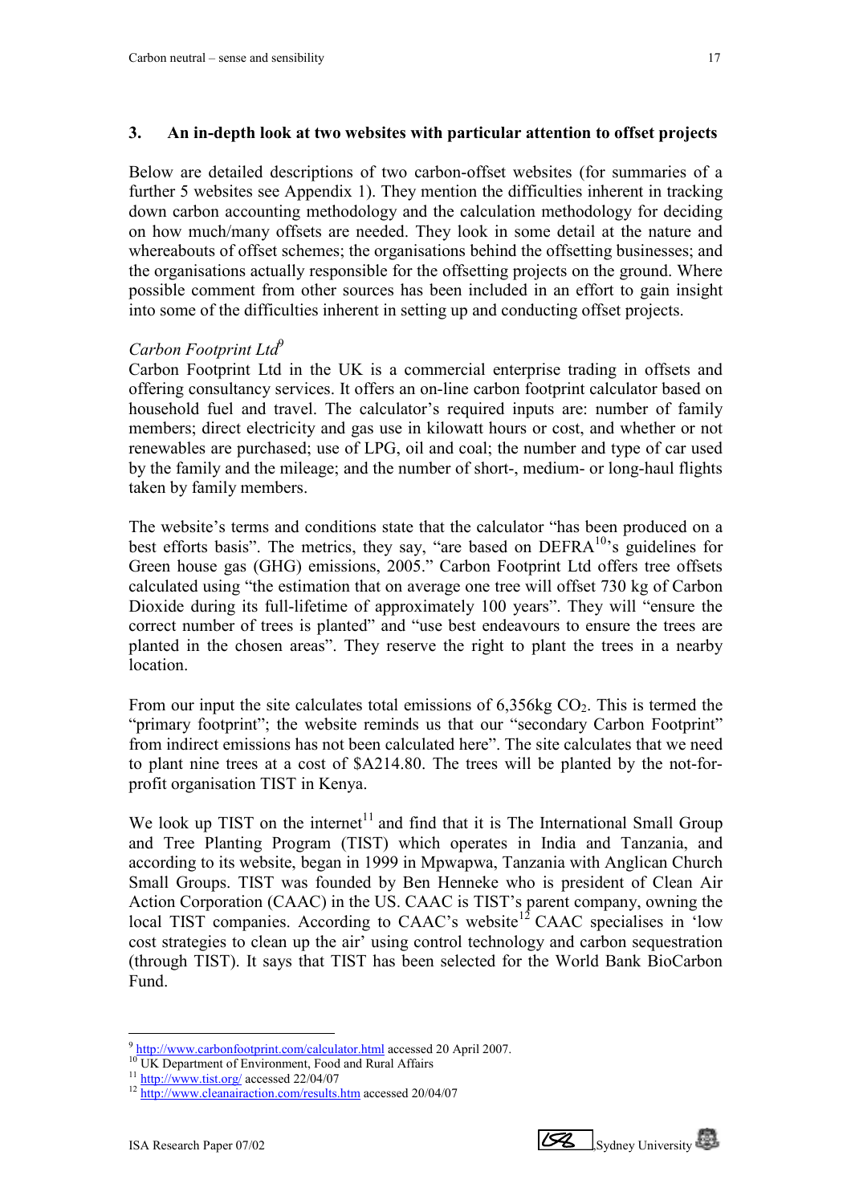## 3. An in-depth look at two websites with particular attention to offset projects

Below are detailed descriptions of two carbon-offset websites (for summaries of a further 5 websites see Appendix 1). They mention the difficulties inherent in tracking down carbon accounting methodology and the calculation methodology for deciding on how much/many offsets are needed. They look in some detail at the nature and whereabouts of offset schemes; the organisations behind the offsetting businesses; and the organisations actually responsible for the offsetting projects on the ground. Where possible comment from other sources has been included in an effort to gain insight into some of the difficulties inherent in setting up and conducting offset projects.

### *Carbon Footprint Ltd*[9]

Carbon Footprint Ltd in the UK is a commercial enterprise trading in offsets and offering consultancy services. It offers an on-line carbon footprint calculator based on household fuel and travel. The calculator's required inputs are: number of family members; direct electricity and gas use in kilowatt hours or cost, and whether or not renewables are purchased; use of LPG, oil and coal; the number and type of car used by the family and the mileage; and the number of short-, medium- or long-haul flights taken by family members.

The website's terms and conditions state that the calculator "has been produced on a best efforts basis". The metrics, they say, "are based on DEFRA[10]'s guidelines for Green house gas (GHG) emissions, 2005." Carbon Footprint Ltd offers tree offsets calculated using "the estimation that on average one tree will offset 730 kg of Carbon Dioxide during its full-lifetime of approximately 100 years". They will "ensure the correct number of trees is planted" and "use best endeavours to ensure the trees are planted in the chosen areas". They reserve the right to plant the trees in a nearby location.

From our input the site calculates total emissions of 6,356kg $CO_2$. This is termed the "primary footprint"; the website reminds us that our "secondary Carbon Footprint" from indirect emissions has not been calculated here". The site calculates that we need to plant nine trees at a cost of $A214.80. The trees will be planted by the not-for-profit organisation TIST in Kenya.

We look up TIST on the internet[11] and find that it is The International Small Group and Tree Planting Program (TIST) which operates in India and Tanzania, and according to its website, began in 1999 in Mpwapwa, Tanzania with Anglican Church Small Groups. TIST was founded by Ben Henneke who is president of Clean Air Action Corporation (CAAC) in the US. CAAC is TIST's parent company, owning the local TIST companies. According to CAAC's website[12] CAAC specialises in 'low cost strategies to clean up the air' using control technology and carbon sequestration (through TIST). It says that TIST has been selected for the World Bank BioCarbon Fund.

---

[9] http://www.carbonfootprint.com/calculator.html accessed 20 April 2007.

[10] UK Department of Environment, Food and Rural Affairs

[11] http://www.tist.org/ accessed 22/04/07

[12] http://www.cleanairaction.com/results.htm accessed 20/04/07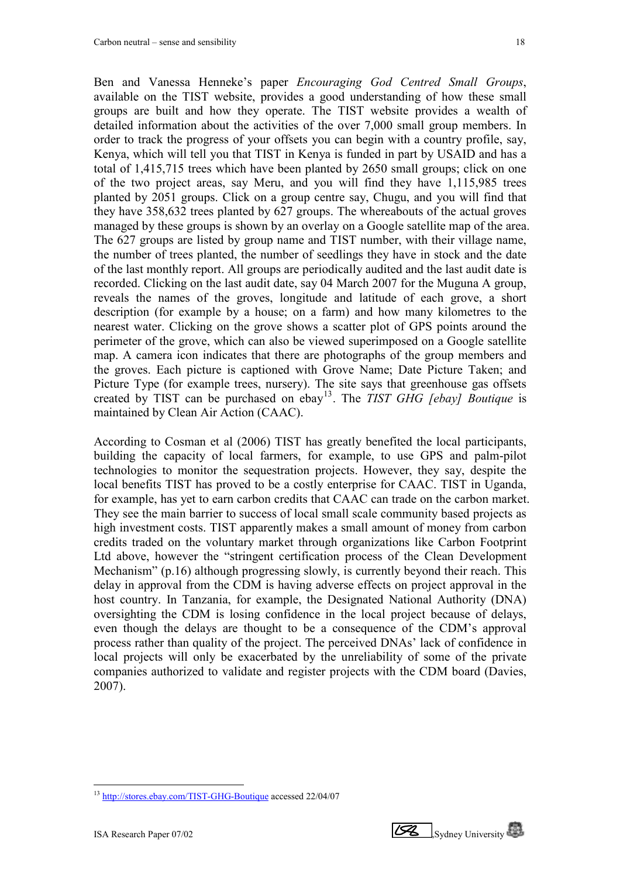Ben and Vanessa Henneke's paper *Encouraging God Centred Small Groups*, available on the TIST website, provides a good understanding of how these small groups are built and how they operate. The TIST website provides a wealth of detailed information about the activities of the over 7,000 small group members. In order to track the progress of your offsets you can begin with a country profile, say, Kenya, which will tell you that TIST in Kenya is funded in part by USAID and has a total of 1,415,715 trees which have been planted by 2650 small groups; click on one of the two project areas, say Meru, and you will find they have 1,115,985 trees planted by 2051 groups. Click on a group centre say, Chugu, and you will find that they have 358,632 trees planted by 627 groups. The whereabouts of the actual groves managed by these groups is shown by an overlay on a Google satellite map of the area. The 627 groups are listed by group name and TIST number, with their village name, the number of trees planted, the number of seedlings they have in stock and the date of the last monthly report. All groups are periodically audited and the last audit date is recorded. Clicking on the last audit date, say 04 March 2007 for the Muguna A group, reveals the names of the groves, longitude and latitude of each grove, a short description (for example by a house; on a farm) and how many kilometres to the nearest water. Clicking on the grove shows a scatter plot of GPS points around the perimeter of the grove, which can also be viewed superimposed on a Google satellite map. A camera icon indicates that there are photographs of the group members and the groves. Each picture is captioned with Grove Name; Date Picture Taken; and Picture Type (for example trees, nursery). The site says that greenhouse gas offsets created by TIST can be purchased on ebay[13]. The *TIST GHG [ebay] Boutique* is maintained by Clean Air Action (CAAC).

According to Cosman et al (2006) TIST has greatly benefited the local participants, building the capacity of local farmers, for example, to use GPS and palm-pilot technologies to monitor the sequestration projects. However, they say, despite the local benefits TIST has proved to be a costly enterprise for CAAC. TIST in Uganda, for example, has yet to earn carbon credits that CAAC can trade on the carbon market. They see the main barrier to success of local small scale community based projects as high investment costs. TIST apparently makes a small amount of money from carbon credits traded on the voluntary market through organizations like Carbon Footprint Ltd above, however the "stringent certification process of the Clean Development Mechanism" (p.16) although progressing slowly, is currently beyond their reach. This delay in approval from the CDM is having adverse effects on project approval in the host country. In Tanzania, for example, the Designated National Authority (DNA) oversighting the CDM is losing confidence in the local project because of delays, even though the delays are thought to be a consequence of the CDM's approval process rather than quality of the project. The perceived DNAs' lack of confidence in local projects will only be exacerbated by the unreliability of some of the private companies authorized to validate and register projects with the CDM board (Davies, 2007).

[13] http://stores.ebay.com/TIST-GHG-Boutique accessed 22/04/07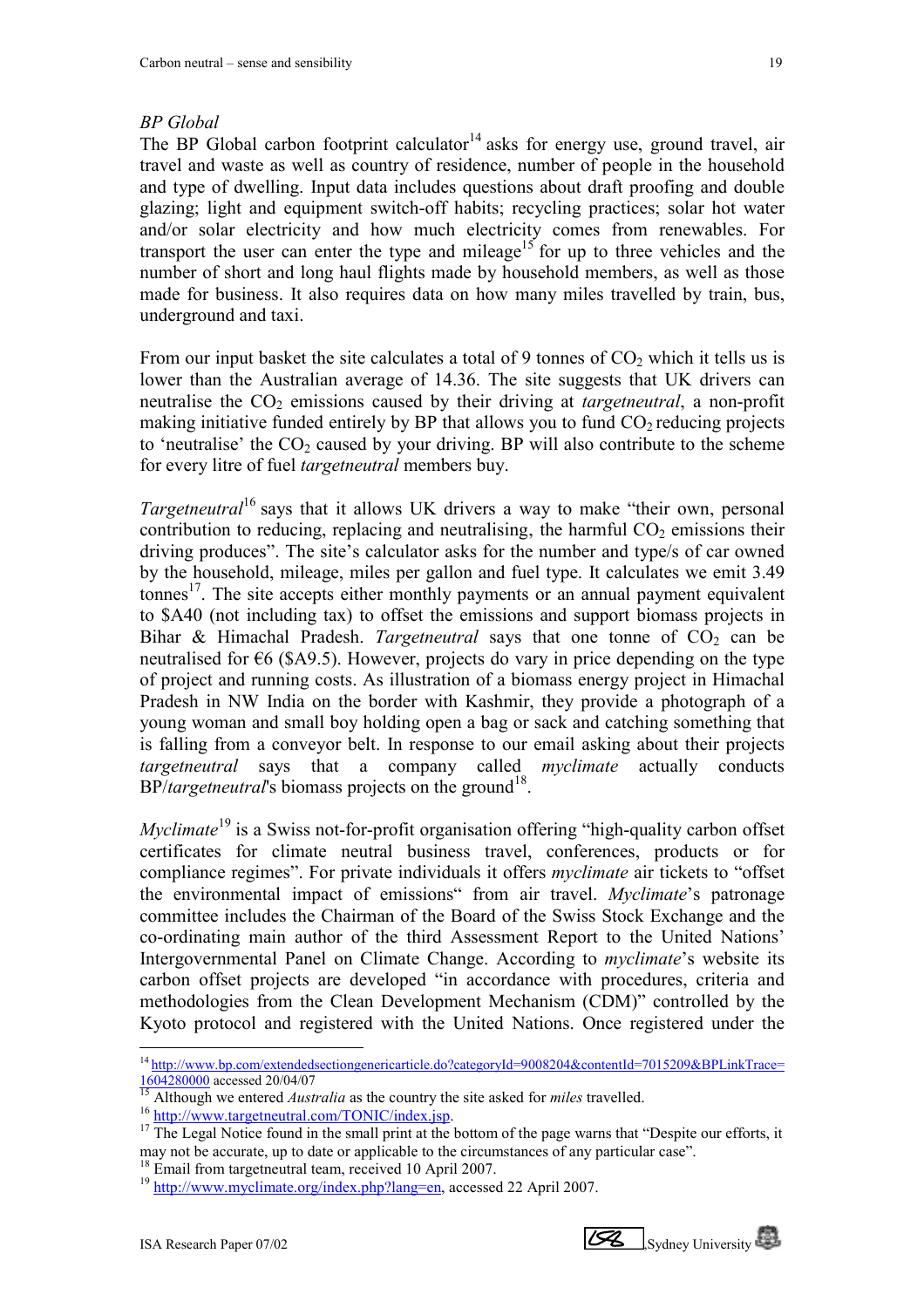*BP Global*

The BP Global carbon footprint calculator[14] asks for energy use, ground travel, air travel and waste as well as country of residence, number of people in the household and type of dwelling. Input data includes questions about draft proofing and double glazing; light and equipment switch-off habits; recycling practices; solar hot water and/or solar electricity and how much electricity comes from renewables. For transport the user can enter the type and mileage[15] for up to three vehicles and the number of short and long haul flights made by household members, as well as those made for business. It also requires data on how many miles travelled by train, bus, underground and taxi.

From our input basket the site calculates a total of 9 tonnes of $CO_2$ which it tells us is lower than the Australian average of 14.36. The site suggests that UK drivers can neutralise the $CO_2$ emissions caused by their driving at *targetneutral*, a non-profit making initiative funded entirely by BP that allows you to fund $CO_2$ reducing projects to 'neutralise' the $CO_2$ caused by your driving. BP will also contribute to the scheme for every litre of fuel *targetneutral* members buy.

*Targetneutral*[16] says that it allows UK drivers a way to make "their own, personal contribution to reducing, replacing and neutralising, the harmful $CO_2$ emissions their driving produces". The site's calculator asks for the number and type/s of car owned by the household, mileage, miles per gallon and fuel type. It calculates we emit 3.49 tonnes[17]. The site accepts either monthly payments or an annual payment equivalent to \$A40 (not including tax) to offset the emissions and support biomass projects in Bihar & Himachal Pradesh. *Targetneutral* says that one tonne of $CO_2$ can be neutralised for €6 (\$A9.5). However, projects do vary in price depending on the type of project and running costs. As illustration of a biomass energy project in Himachal Pradesh in NW India on the border with Kashmir, they provide a photograph of a young woman and small boy holding open a bag or sack and catching something that is falling from a conveyor belt. In response to our email asking about their projects *targetneutral* says that a company called *myclimate* actually conducts BP/*targetneutral*'s biomass projects on the ground[18].

*Myclimate*[19] is a Swiss not-for-profit organisation offering "high-quality carbon offset certificates for climate neutral business travel, conferences, products or for compliance regimes". For private individuals it offers *myclimate* air tickets to "offset the environmental impact of emissions" from air travel. *Myclimate*'s patronage committee includes the Chairman of the Board of the Swiss Stock Exchange and the co-ordinating main author of the third Assessment Report to the United Nations' Intergovernmental Panel on Climate Change. According to *myclimate*'s website its carbon offset projects are developed "in accordance with procedures, criteria and methodologies from the Clean Development Mechanism (CDM)" controlled by the Kyoto protocol and registered with the United Nations. Once registered under the

---

[14] http://www.bp.com/extendedsectiongenericarticle.do?categoryId=9008204&contentId=7015209&BPLinkTrace=1604280000 accessed 20/04/07

[15] Although we entered *Australia* as the country the site asked for *miles* travelled.

[16] http://www.targetneutral.com/TONIC/index.jsp.

[17] The Legal Notice found in the small print at the bottom of the page warns that "Despite our efforts, it may not be accurate, up to date or applicable to the circumstances of any particular case".

[18] Email from targetneutral team, received 10 April 2007.

[19] http://www.myclimate.org/index.php?lang=en, accessed 22 April 2007.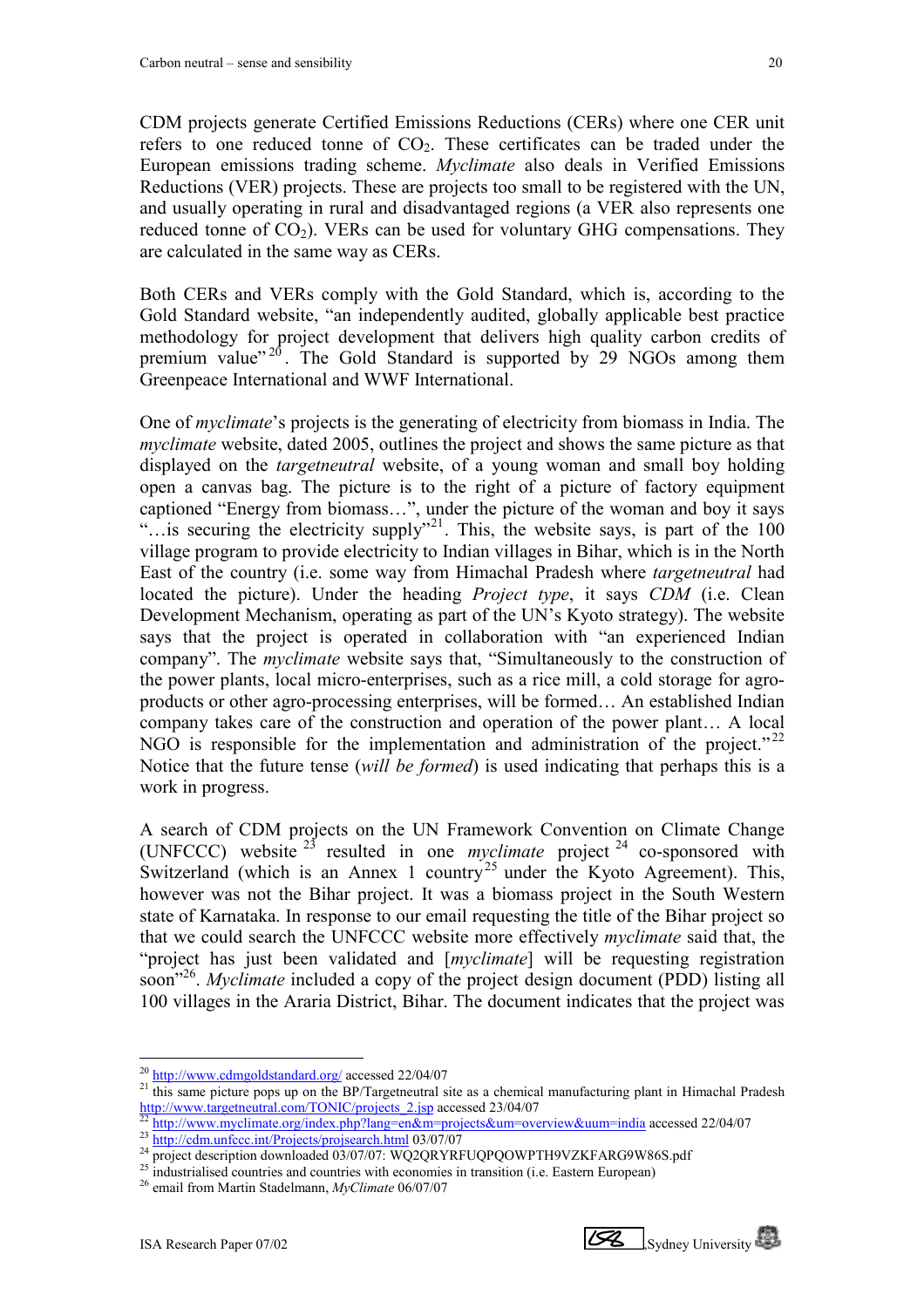CDM projects generate Certified Emissions Reductions (CERs) where one CER unit refers to one reduced tonne of $CO_2$. These certificates can be traded under the European emissions trading scheme. *Myclimate* also deals in Verified Emissions Reductions (VER) projects. These are projects too small to be registered with the UN, and usually operating in rural and disadvantaged regions (a VER also represents one reduced tonne of $CO_2$). VERs can be used for voluntary GHG compensations. They are calculated in the same way as CERs.

Both CERs and VERs comply with the Gold Standard, which is, according to the Gold Standard website, "an independently audited, globally applicable best practice methodology for project development that delivers high quality carbon credits of premium value"[20]. The Gold Standard is supported by 29 NGOs among them Greenpeace International and WWF International.

One of *myclimate*'s projects is the generating of electricity from biomass in India. The *myclimate* website, dated 2005, outlines the project and shows the same picture as that displayed on the *targetneutral* website, of a young woman and small boy holding open a canvas bag. The picture is to the right of a picture of factory equipment captioned "Energy from biomass…", under the picture of the woman and boy it says "…is securing the electricity supply"[21]. This, the website says, is part of the 100 village program to provide electricity to Indian villages in Bihar, which is in the North East of the country (i.e. some way from Himachal Pradesh where *targetneutral* had located the picture). Under the heading *Project type*, it says *CDM* (i.e. Clean Development Mechanism, operating as part of the UN's Kyoto strategy). The website says that the project is operated in collaboration with "an experienced Indian company". The *myclimate* website says that, "Simultaneously to the construction of the power plants, local micro-enterprises, such as a rice mill, a cold storage for agro-products or other agro-processing enterprises, will be formed… An established Indian company takes care of the construction and operation of the power plant… A local NGO is responsible for the implementation and administration of the project."[22] Notice that the future tense (*will be formed*) is used indicating that perhaps this is a work in progress.

A search of CDM projects on the UN Framework Convention on Climate Change (UNFCCC) website[23] resulted in one *myclimate* project[24] co-sponsored with Switzerland (which is an Annex 1 country[25] under the Kyoto Agreement). This, however was not the Bihar project. It was a biomass project in the South Western state of Karnataka. In response to our email requesting the title of the Bihar project so that we could search the UNFCCC website more effectively *myclimate* said that, the "project has just been validated and [*myclimate*] will be requesting registration soon"[26]. *Myclimate* included a copy of the project design document (PDD) listing all 100 villages in the Araria District, Bihar. The document indicates that the project was

---

[20] http://www.cdmgoldstandard.org/ accessed 22/04/07

[21] this same picture pops up on the BP/Targetneutral site as a chemical manufacturing plant in Himachal Pradesh http://www.targetneutral.com/TONIC/projects_2.jsp accessed 23/04/07

[22] http://www.myclimate.org/index.php?lang=en&m=projects&um=overview&uum=india accessed 22/04/07

[23] http://cdm.unfccc.int/Projects/projsearch.html 03/07/07

[24] project description downloaded 03/07/07: WQ2QRYRFUQPQOWPTH9VZKFARG9W86S.pdf

[25] industrialised countries and countries with economies in transition (i.e. Eastern European)

[26] email from Martin Stadelmann, *MyClimate* 06/07/07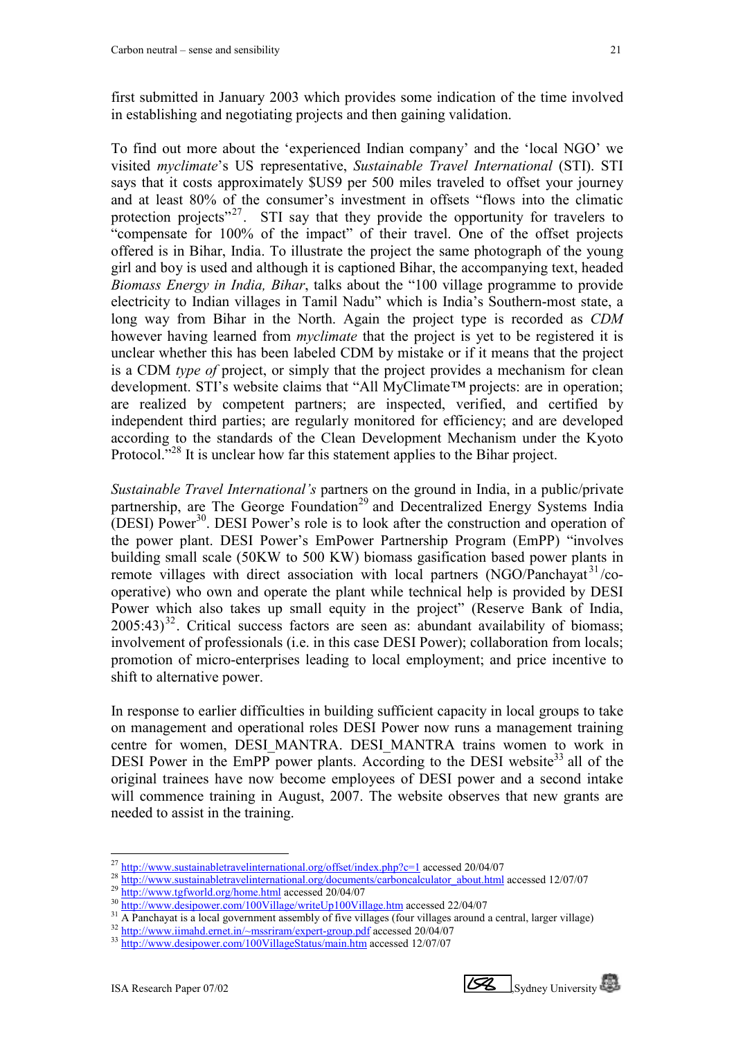first submitted in January 2003 which provides some indication of the time involved in establishing and negotiating projects and then gaining validation.

To find out more about the 'experienced Indian company' and the 'local NGO' we visited *myclimate*'s US representative, *Sustainable Travel International* (STI). STI says that it costs approximately $US9 per 500 miles traveled to offset your journey and at least 80% of the consumer's investment in offsets "flows into the climatic protection projects"[27]. STI say that they provide the opportunity for travelers to "compensate for 100% of the impact" of their travel. One of the offset projects offered is in Bihar, India. To illustrate the project the same photograph of the young girl and boy is used and although it is captioned Bihar, the accompanying text, headed *Biomass Energy in India, Bihar*, talks about the "100 village programme to provide electricity to Indian villages in Tamil Nadu" which is India's Southern-most state, a long way from Bihar in the North. Again the project type is recorded as *CDM* however having learned from *myclimate* that the project is yet to be registered it is unclear whether this has been labeled CDM by mistake or if it means that the project is a CDM *type of* project, or simply that the project provides a mechanism for clean development. STI's website claims that "All MyClimate™ projects: are in operation; are realized by competent partners; are inspected, verified, and certified by independent third parties; are regularly monitored for efficiency; and are developed according to the standards of the Clean Development Mechanism under the Kyoto Protocol."[28] It is unclear how far this statement applies to the Bihar project.

*Sustainable Travel International's* partners on the ground in India, in a public/private partnership, are The George Foundation[29] and Decentralized Energy Systems India (DESI) Power[30]. DESI Power's role is to look after the construction and operation of the power plant. DESI Power's EmPower Partnership Program (EmPP) "involves building small scale (50KW to 500 KW) biomass gasification based power plants in remote villages with direct association with local partners (NGO/Panchayat[31]/co-operative) who own and operate the plant while technical help is provided by DESI Power which also takes up small equity in the project" (Reserve Bank of India, 2005:43)[32]. Critical success factors are seen as: abundant availability of biomass; involvement of professionals (i.e. in this case DESI Power); collaboration from locals; promotion of micro-enterprises leading to local employment; and price incentive to shift to alternative power.

In response to earlier difficulties in building sufficient capacity in local groups to take on management and operational roles DESI Power now runs a management training centre for women, DESI_MANTRA. DESI_MANTRA trains women to work in DESI Power in the EmPP power plants. According to the DESI website[33] all of the original trainees have now become employees of DESI power and a second intake will commence training in August, 2007. The website observes that new grants are needed to assist in the training.

---

[27] http://www.sustainabletravelinternational.org/offset/index.php?c=1 accessed 20/04/07

[28] http://www.sustainabletravelinternational.org/documents/carboncalculator_about.html accessed 12/07/07

[29] http://www.tgfworld.org/home.html accessed 20/04/07

[30] http://www.desipower.com/100Village/writeUp100Village.htm accessed 22/04/07

[31] A Panchayat is a local government assembly of five villages (four villages around a central, larger village)

[32] http://www.iimahd.ernet.in/~mssriram/expert-group.pdf accessed 20/04/07

[33] http://www.desipower.com/100VillageStatus/main.htm accessed 12/07/07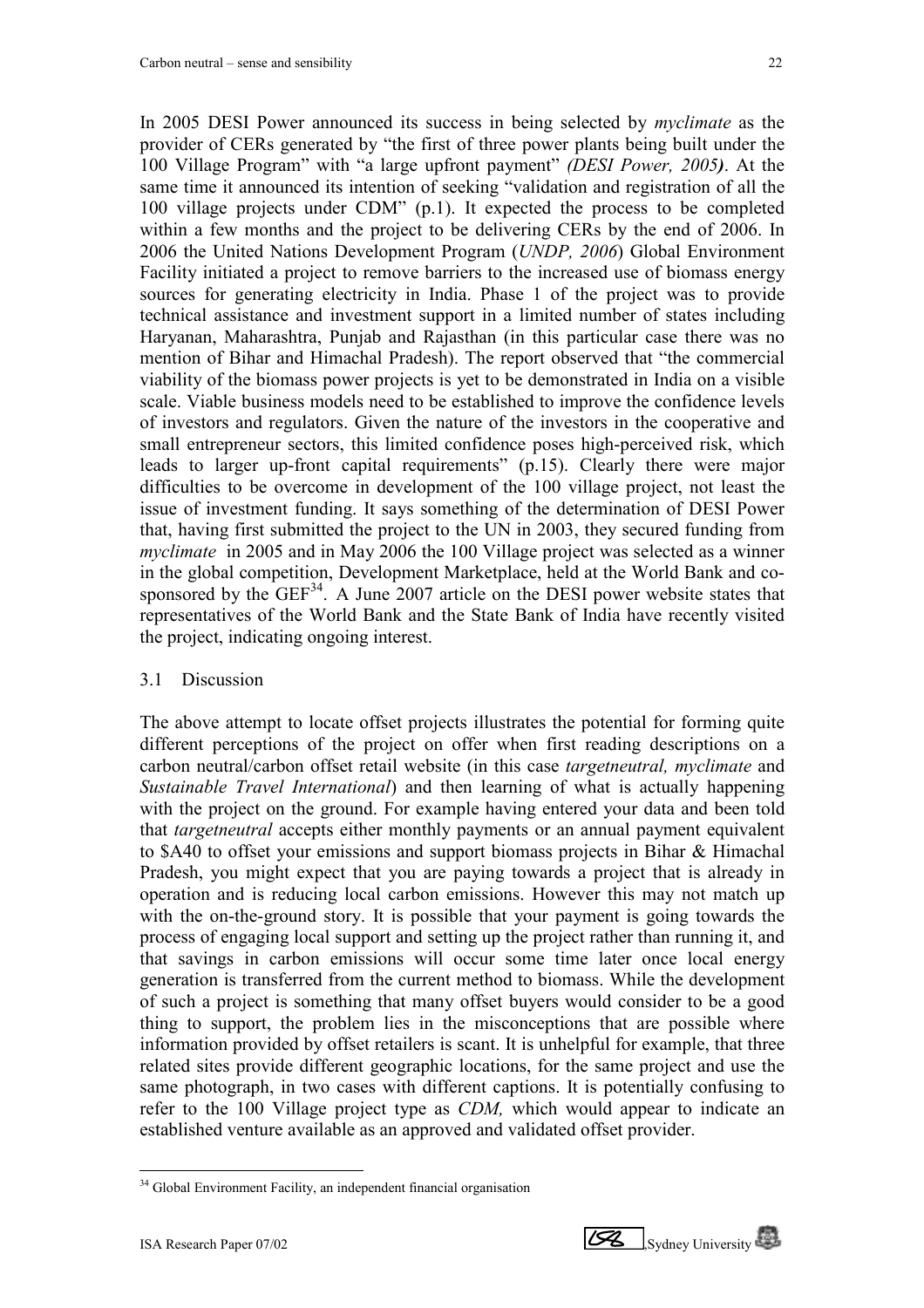In 2005 DESI Power announced its success in being selected by *myclimate* as the provider of CERs generated by "the first of three power plants being built under the 100 Village Program" with "a large upfront payment" *(DESI Power, 2005)*. At the same time it announced its intention of seeking "validation and registration of all the 100 village projects under CDM" (p.1). It expected the process to be completed within a few months and the project to be delivering CERs by the end of 2006. In 2006 the United Nations Development Program (*UNDP, 2006*) Global Environment Facility initiated a project to remove barriers to the increased use of biomass energy sources for generating electricity in India. Phase 1 of the project was to provide technical assistance and investment support in a limited number of states including Haryanan, Maharashtra, Punjab and Rajasthan (in this particular case there was no mention of Bihar and Himachal Pradesh). The report observed that "the commercial viability of the biomass power projects is yet to be demonstrated in India on a visible scale. Viable business models need to be established to improve the confidence levels of investors and regulators. Given the nature of the investors in the cooperative and small entrepreneur sectors, this limited confidence poses high-perceived risk, which leads to larger up-front capital requirements" (p.15). Clearly there were major difficulties to be overcome in development of the 100 village project, not least the issue of investment funding. It says something of the determination of DESI Power that, having first submitted the project to the UN in 2003, they secured funding from *myclimate* in 2005 and in May 2006 the 100 Village project was selected as a winner in the global competition, Development Marketplace, held at the World Bank and co-sponsored by the GEF[34]. A June 2007 article on the DESI power website states that representatives of the World Bank and the State Bank of India have recently visited the project, indicating ongoing interest.

## 3.1 Discussion

The above attempt to locate offset projects illustrates the potential for forming quite different perceptions of the project on offer when first reading descriptions on a carbon neutral/carbon offset retail website (in this case *targetneutral, myclimate* and *Sustainable Travel International*) and then learning of what is actually happening with the project on the ground. For example having entered your data and been told that *targetneutral* accepts either monthly payments or an annual payment equivalent to $A40 to offset your emissions and support biomass projects in Bihar & Himachal Pradesh, you might expect that you are paying towards a project that is already in operation and is reducing local carbon emissions. However this may not match up with the on-the-ground story. It is possible that your payment is going towards the process of engaging local support and setting up the project rather than running it, and that savings in carbon emissions will occur some time later once local energy generation is transferred from the current method to biomass. While the development of such a project is something that many offset buyers would consider to be a good thing to support, the problem lies in the misconceptions that are possible where information provided by offset retailers is scant. It is unhelpful for example, that three related sites provide different geographic locations, for the same project and use the same photograph, in two cases with different captions. It is potentially confusing to refer to the 100 Village project type as *CDM,* which would appear to indicate an established venture available as an approved and validated offset provider.

[34] Global Environment Facility, an independent financial organisation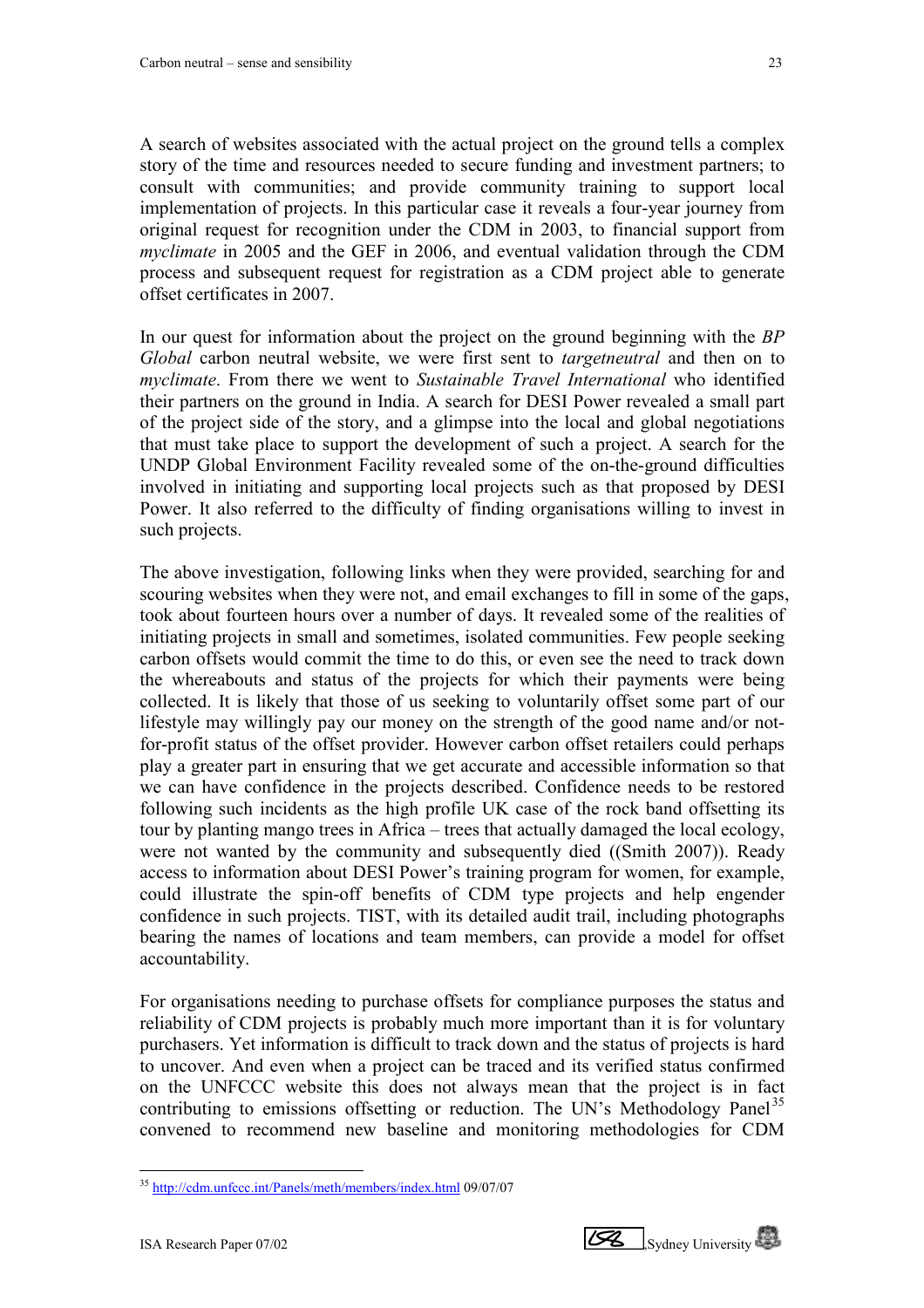A search of websites associated with the actual project on the ground tells a complex story of the time and resources needed to secure funding and investment partners; to consult with communities; and provide community training to support local implementation of projects. In this particular case it reveals a four-year journey from original request for recognition under the CDM in 2003, to financial support from *myclimate* in 2005 and the GEF in 2006, and eventual validation through the CDM process and subsequent request for registration as a CDM project able to generate offset certificates in 2007.

In our quest for information about the project on the ground beginning with the *BP Global* carbon neutral website, we were first sent to *targetneutral* and then on to *myclimate*. From there we went to *Sustainable Travel International* who identified their partners on the ground in India. A search for DESI Power revealed a small part of the project side of the story, and a glimpse into the local and global negotiations that must take place to support the development of such a project. A search for the UNDP Global Environment Facility revealed some of the on-the-ground difficulties involved in initiating and supporting local projects such as that proposed by DESI Power. It also referred to the difficulty of finding organisations willing to invest in such projects.

The above investigation, following links when they were provided, searching for and scouring websites when they were not, and email exchanges to fill in some of the gaps, took about fourteen hours over a number of days. It revealed some of the realities of initiating projects in small and sometimes, isolated communities. Few people seeking carbon offsets would commit the time to do this, or even see the need to track down the whereabouts and status of the projects for which their payments were being collected. It is likely that those of us seeking to voluntarily offset some part of our lifestyle may willingly pay our money on the strength of the good name and/or not-for-profit status of the offset provider. However carbon offset retailers could perhaps play a greater part in ensuring that we get accurate and accessible information so that we can have confidence in the projects described. Confidence needs to be restored following such incidents as the high profile UK case of the rock band offsetting its tour by planting mango trees in Africa – trees that actually damaged the local ecology, were not wanted by the community and subsequently died ((Smith 2007)). Ready access to information about DESI Power's training program for women, for example, could illustrate the spin-off benefits of CDM type projects and help engender confidence in such projects. TIST, with its detailed audit trail, including photographs bearing the names of locations and team members, can provide a model for offset accountability.

For organisations needing to purchase offsets for compliance purposes the status and reliability of CDM projects is probably much more important than it is for voluntary purchasers. Yet information is difficult to track down and the status of projects is hard to uncover. And even when a project can be traced and its verified status confirmed on the UNFCCC website this does not always mean that the project is in fact contributing to emissions offsetting or reduction. The UN's Methodology Panel[35] convened to recommend new baseline and monitoring methodologies for CDM

---

[35] http://cdm.unfccc.int/Panels/meth/members/index.html 09/07/07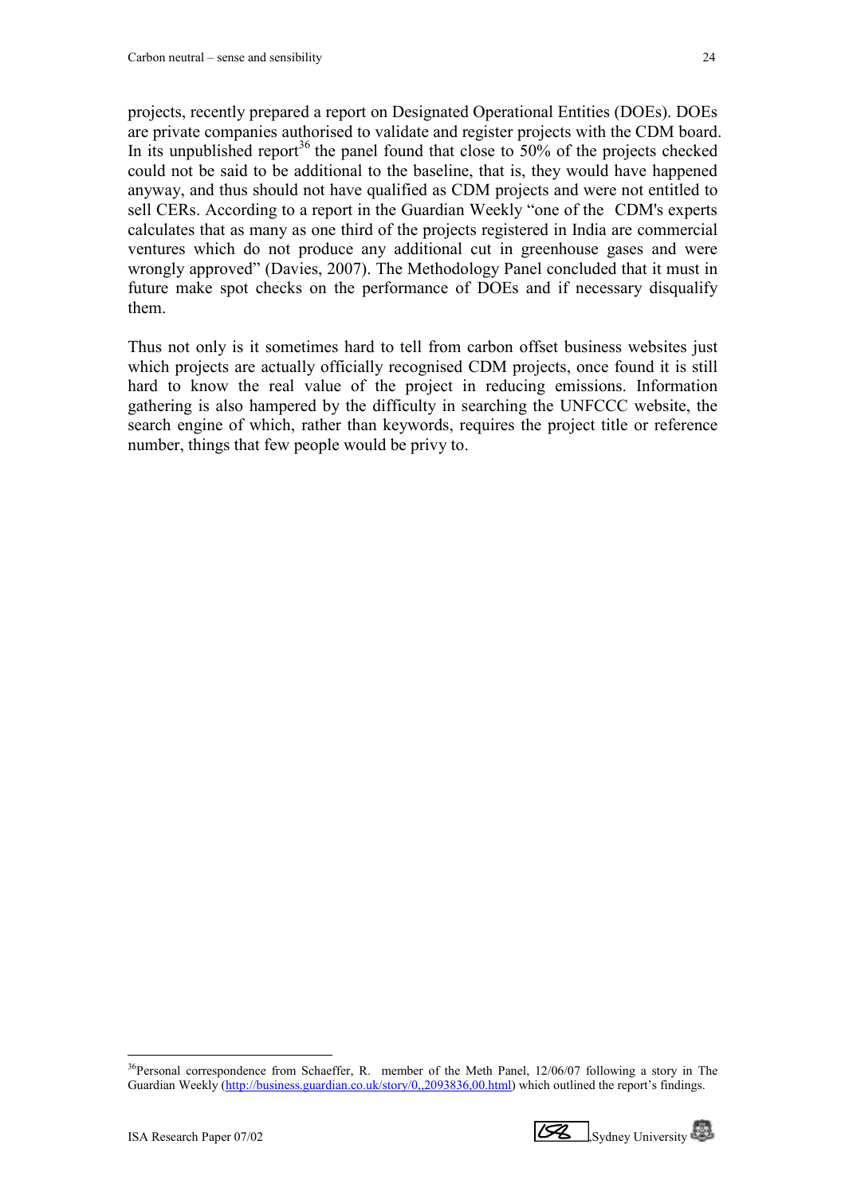projects, recently prepared a report on Designated Operational Entities (DOEs). DOEs are private companies authorised to validate and register projects with the CDM board. In its unpublished report[36] the panel found that close to 50% of the projects checked could not be said to be additional to the baseline, that is, they would have happened anyway, and thus should not have qualified as CDM projects and were not entitled to sell CERs. According to a report in the Guardian Weekly "one of the CDM's experts calculates that as many as one third of the projects registered in India are commercial ventures which do not produce any additional cut in greenhouse gases and were wrongly approved" (Davies, 2007). The Methodology Panel concluded that it must in future make spot checks on the performance of DOEs and if necessary disqualify them.

Thus not only is it sometimes hard to tell from carbon offset business websites just which projects are actually officially recognised CDM projects, once found it is still hard to know the real value of the project in reducing emissions. Information gathering is also hampered by the difficulty in searching the UNFCCC website, the search engine of which, rather than keywords, requires the project title or reference number, things that few people would be privy to.

---

[36] Personal correspondence from Schaeffer, R. member of the Meth Panel, 12/06/07 following a story in The Guardian Weekly (http://business.guardian.co.uk/story/0,,2093836,00.html) which outlined the report's findings.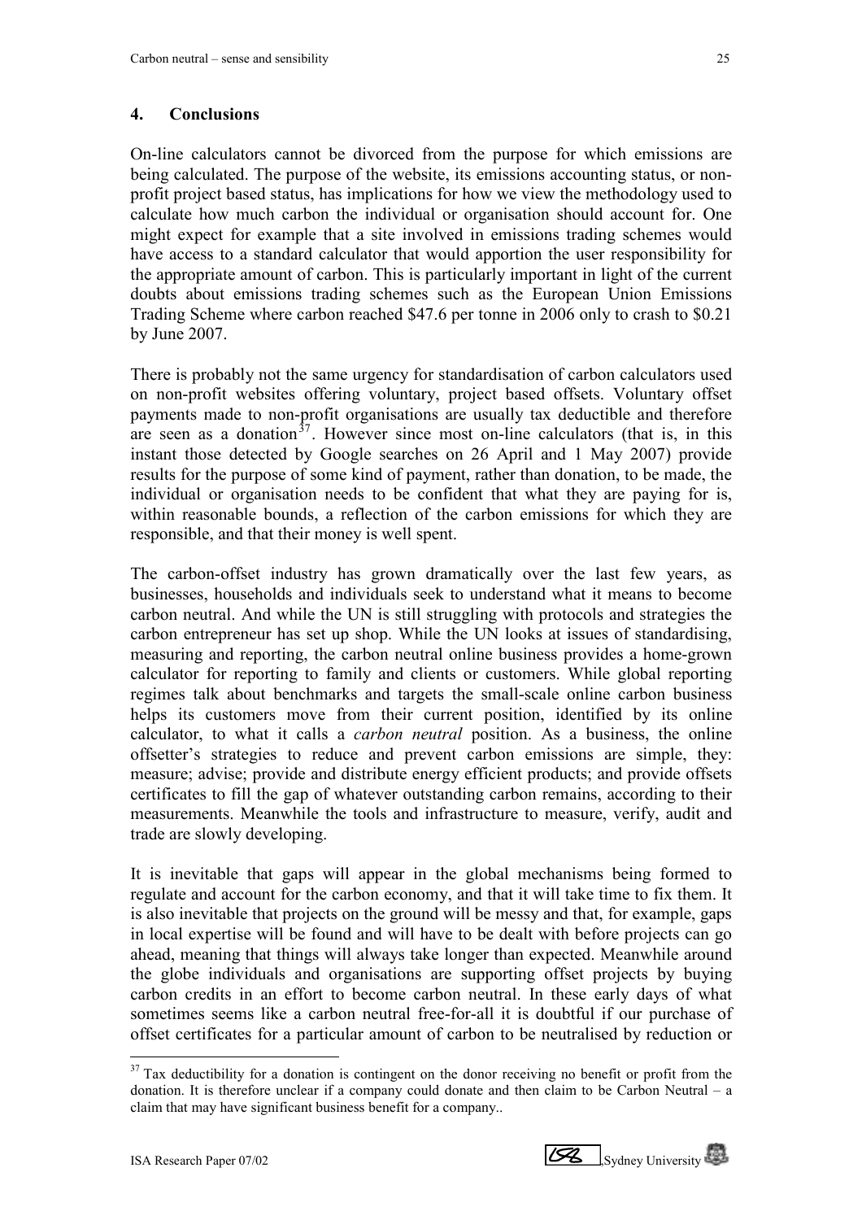## 4. Conclusions

On-line calculators cannot be divorced from the purpose for which emissions are being calculated. The purpose of the website, its emissions accounting status, or non-profit project based status, has implications for how we view the methodology used to calculate how much carbon the individual or organisation should account for. One might expect for example that a site involved in emissions trading schemes would have access to a standard calculator that would apportion the user responsibility for the appropriate amount of carbon. This is particularly important in light of the current doubts about emissions trading schemes such as the European Union Emissions Trading Scheme where carbon reached \$47.6 per tonne in 2006 only to crash to \$0.21 by June 2007.

There is probably not the same urgency for standardisation of carbon calculators used on non-profit websites offering voluntary, project based offsets. Voluntary offset payments made to non-profit organisations are usually tax deductible and therefore are seen as a donation[37]. However since most on-line calculators (that is, in this instant those detected by Google searches on 26 April and 1 May 2007) provide results for the purpose of some kind of payment, rather than donation, to be made, the individual or organisation needs to be confident that what they are paying for is, within reasonable bounds, a reflection of the carbon emissions for which they are responsible, and that their money is well spent.

The carbon-offset industry has grown dramatically over the last few years, as businesses, households and individuals seek to understand what it means to become carbon neutral. And while the UN is still struggling with protocols and strategies the carbon entrepreneur has set up shop. While the UN looks at issues of standardising, measuring and reporting, the carbon neutral online business provides a home-grown calculator for reporting to family and clients or customers. While global reporting regimes talk about benchmarks and targets the small-scale online carbon business helps its customers move from their current position, identified by its online calculator, to what it calls a *carbon neutral* position. As a business, the online offsetter's strategies to reduce and prevent carbon emissions are simple, they: measure; advise; provide and distribute energy efficient products; and provide offsets certificates to fill the gap of whatever outstanding carbon remains, according to their measurements. Meanwhile the tools and infrastructure to measure, verify, audit and trade are slowly developing.

It is inevitable that gaps will appear in the global mechanisms being formed to regulate and account for the carbon economy, and that it will take time to fix them. It is also inevitable that projects on the ground will be messy and that, for example, gaps in local expertise will be found and will have to be dealt with before projects can go ahead, meaning that things will always take longer than expected. Meanwhile around the globe individuals and organisations are supporting offset projects by buying carbon credits in an effort to become carbon neutral. In these early days of what sometimes seems like a carbon neutral free-for-all it is doubtful if our purchase of offset certificates for a particular amount of carbon to be neutralised by reduction or

---

[37] Tax deductibility for a donation is contingent on the donor receiving no benefit or profit from the donation. It is therefore unclear if a company could donate and then claim to be Carbon Neutral – a claim that may have significant business benefit for a company..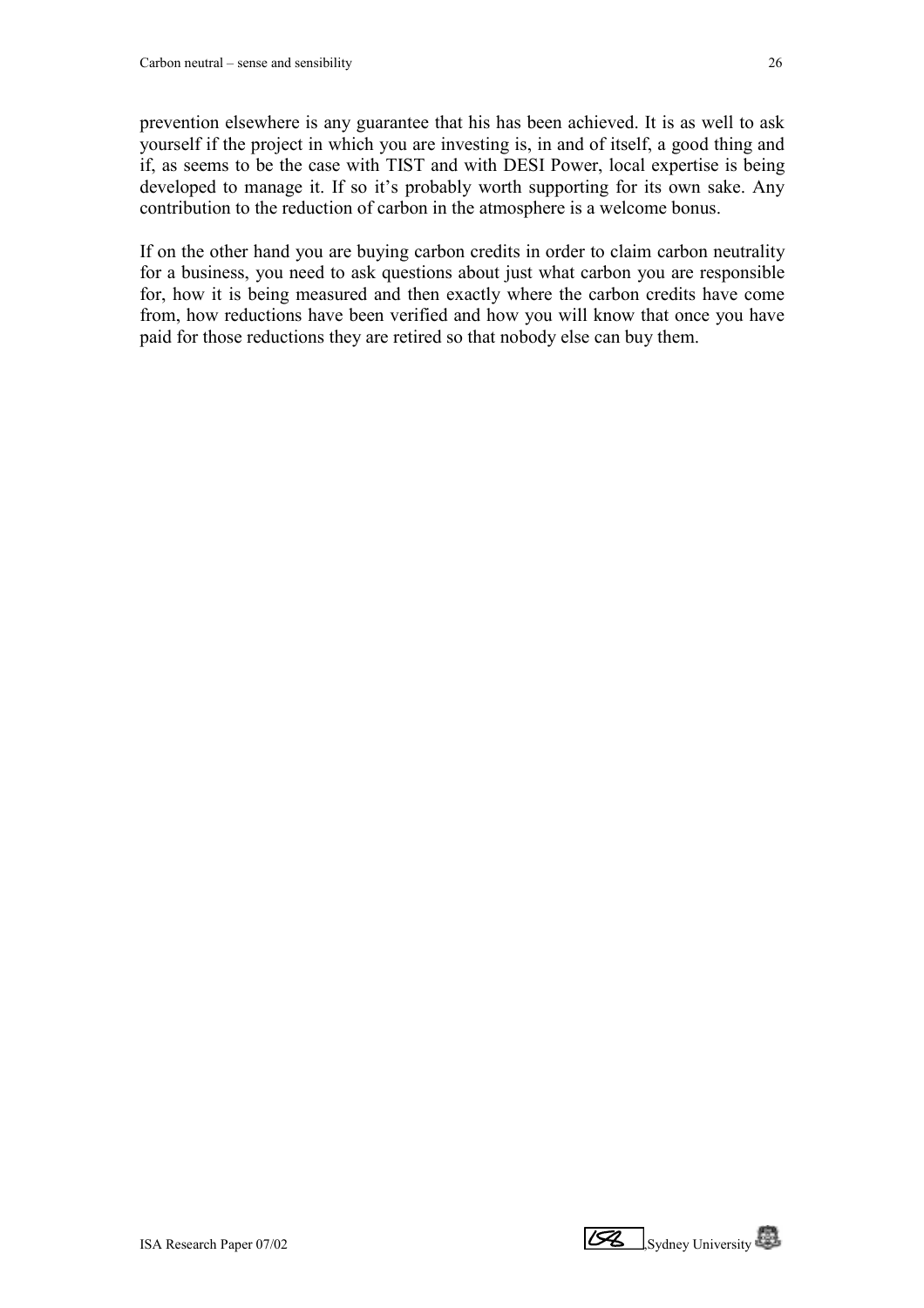prevention elsewhere is any guarantee that his has been achieved. It is as well to ask yourself if the project in which you are investing is, in and of itself, a good thing and if, as seems to be the case with TIST and with DESI Power, local expertise is being developed to manage it. If so it's probably worth supporting for its own sake. Any contribution to the reduction of carbon in the atmosphere is a welcome bonus.

If on the other hand you are buying carbon credits in order to claim carbon neutrality for a business, you need to ask questions about just what carbon you are responsible for, how it is being measured and then exactly where the carbon credits have come from, how reductions have been verified and how you will know that once you have paid for those reductions they are retired so that nobody else can buy them.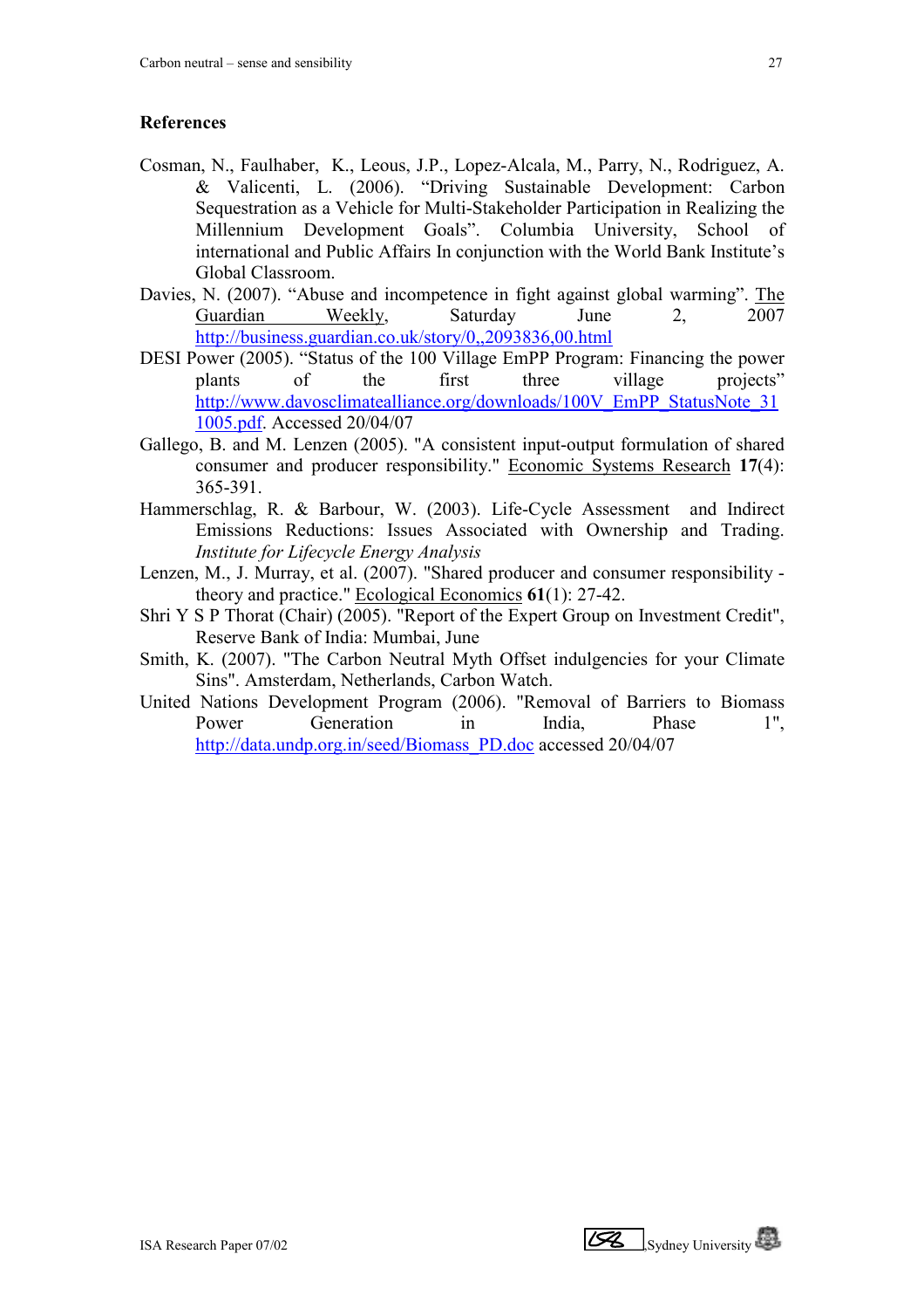## References

Cosman, N., Faulhaber, K., Leous, J.P., Lopez-Alcala, M., Parry, N., Rodriguez, A. & Valicenti, L. (2006). "Driving Sustainable Development: Carbon Sequestration as a Vehicle for Multi-Stakeholder Participation in Realizing the Millennium Development Goals". Columbia University, School of international and Public Affairs In conjunction with the World Bank Institute's Global Classroom.

Davies, N. (2007). "Abuse and incompetence in fight against global warming". The Guardian Weekly, Saturday June 2, 2007 http://business.guardian.co.uk/story/0,,2093836,00.html

DESI Power (2005). "Status of the 100 Village EmPP Program: Financing the power plants of the first three village projects" http://www.davosclimatealliance.org/downloads/100V_EmPP_StatusNote_311005.pdf. Accessed 20/04/07

Gallego, B. and M. Lenzen (2005). "A consistent input-output formulation of shared consumer and producer responsibility." Economic Systems Research **17**(4): 365-391.

Hammerschlag, R. & Barbour, W. (2003). Life-Cycle Assessment and Indirect Emissions Reductions: Issues Associated with Ownership and Trading. *Institute for Lifecycle Energy Analysis*

Lenzen, M., J. Murray, et al. (2007). "Shared producer and consumer responsibility - theory and practice." Ecological Economics **61**(1): 27-42.

Shri Y S P Thorat (Chair) (2005). "Report of the Expert Group on Investment Credit", Reserve Bank of India: Mumbai, June

Smith, K. (2007). "The Carbon Neutral Myth Offset indulgencies for your Climate Sins". Amsterdam, Netherlands, Carbon Watch.

United Nations Development Program (2006). "Removal of Barriers to Biomass Power Generation in India, Phase 1", http://data.undp.org.in/seed/Biomass_PD.doc accessed 20/04/07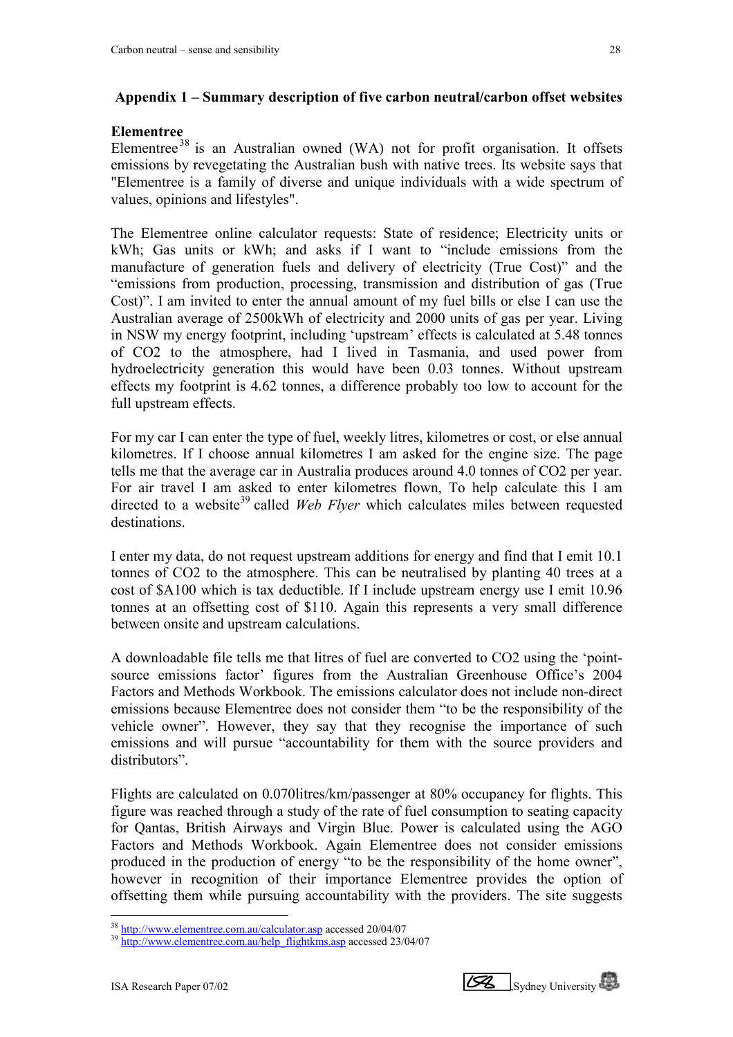## Appendix 1 – Summary description of five carbon neutral/carbon offset websites

### Elementree

Elementree[38] is an Australian owned (WA) not for profit organisation. It offsets emissions by revegetating the Australian bush with native trees. Its website says that "Elementree is a family of diverse and unique individuals with a wide spectrum of values, opinions and lifestyles".

The Elementree online calculator requests: State of residence; Electricity units or kWh; Gas units or kWh; and asks if I want to "include emissions from the manufacture of generation fuels and delivery of electricity (True Cost)" and the "emissions from production, processing, transmission and distribution of gas (True Cost)". I am invited to enter the annual amount of my fuel bills or else I can use the Australian average of 2500kWh of electricity and 2000 units of gas per year. Living in NSW my energy footprint, including 'upstream' effects is calculated at 5.48 tonnes of CO2 to the atmosphere, had I lived in Tasmania, and used power from hydroelectricity generation this would have been 0.03 tonnes. Without upstream effects my footprint is 4.62 tonnes, a difference probably too low to account for the full upstream effects.

For my car I can enter the type of fuel, weekly litres, kilometres or cost, or else annual kilometres. If I choose annual kilometres I am asked for the engine size. The page tells me that the average car in Australia produces around 4.0 tonnes of CO2 per year. For air travel I am asked to enter kilometres flown, To help calculate this I am directed to a website[39] called *Web Flyer* which calculates miles between requested destinations.

I enter my data, do not request upstream additions for energy and find that I emit 10.1 tonnes of CO2 to the atmosphere. This can be neutralised by planting 40 trees at a cost of $A100 which is tax deductible. If I include upstream energy use I emit 10.96 tonnes at an offsetting cost of $110. Again this represents a very small difference between onsite and upstream calculations.

A downloadable file tells me that litres of fuel are converted to CO2 using the 'point-source emissions factor' figures from the Australian Greenhouse Office's 2004 Factors and Methods Workbook. The emissions calculator does not include non-direct emissions because Elementree does not consider them "to be the responsibility of the vehicle owner". However, they say that they recognise the importance of such emissions and will pursue "accountability for them with the source providers and distributors".

Flights are calculated on 0.070litres/km/passenger at 80% occupancy for flights. This figure was reached through a study of the rate of fuel consumption to seating capacity for Qantas, British Airways and Virgin Blue. Power is calculated using the AGO Factors and Methods Workbook. Again Elementree does not consider emissions produced in the production of energy "to be the responsibility of the home owner", however in recognition of their importance Elementree provides the option of offsetting them while pursuing accountability with the providers. The site suggests

---

[38] http://www.elementree.com.au/calculator.asp accessed 20/04/07

[39] http://www.elementree.com.au/help_flightkms.asp accessed 23/04/07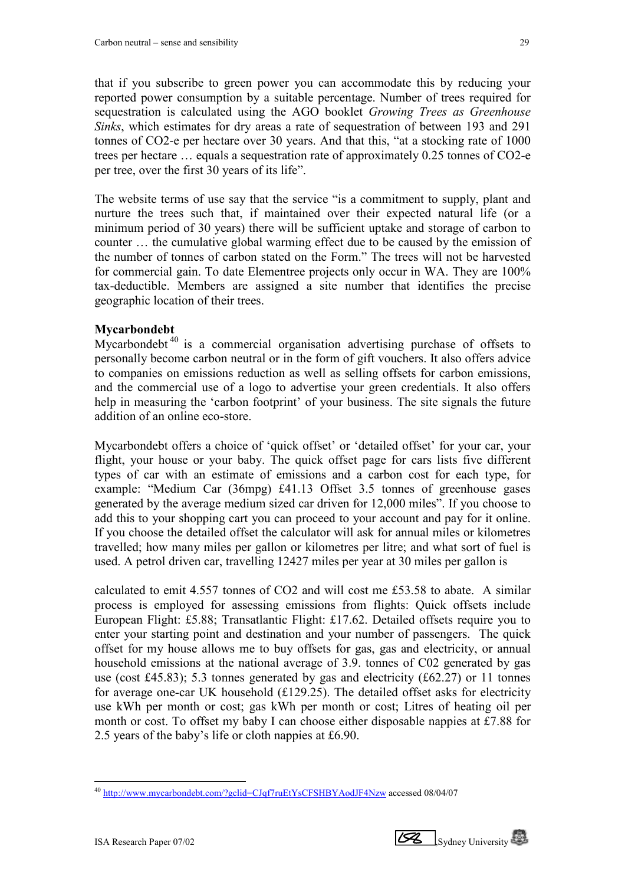that if you subscribe to green power you can accommodate this by reducing your reported power consumption by a suitable percentage. Number of trees required for sequestration is calculated using the AGO booklet *Growing Trees as Greenhouse Sinks*, which estimates for dry areas a rate of sequestration of between 193 and 291 tonnes of CO2-e per hectare over 30 years. And that this, "at a stocking rate of 1000 trees per hectare … equals a sequestration rate of approximately 0.25 tonnes of CO2-e per tree, over the first 30 years of its life".

The website terms of use say that the service "is a commitment to supply, plant and nurture the trees such that, if maintained over their expected natural life (or a minimum period of 30 years) there will be sufficient uptake and storage of carbon to counter … the cumulative global warming effect due to be caused by the emission of the number of tonnes of carbon stated on the Form." The trees will not be harvested for commercial gain. To date Elementree projects only occur in WA. They are 100% tax-deductible. Members are assigned a site number that identifies the precise geographic location of their trees.

**Mycarbondebt**

Mycarbondebt[40] is a commercial organisation advertising purchase of offsets to personally become carbon neutral or in the form of gift vouchers. It also offers advice to companies on emissions reduction as well as selling offsets for carbon emissions, and the commercial use of a logo to advertise your green credentials. It also offers help in measuring the 'carbon footprint' of your business. The site signals the future addition of an online eco-store.

Mycarbondebt offers a choice of 'quick offset' or 'detailed offset' for your car, your flight, your house or your baby. The quick offset page for cars lists five different types of car with an estimate of emissions and a carbon cost for each type, for example: "Medium Car (36mpg) £41.13 Offset 3.5 tonnes of greenhouse gases generated by the average medium sized car driven for 12,000 miles". If you choose to add this to your shopping cart you can proceed to your account and pay for it online. If you choose the detailed offset the calculator will ask for annual miles or kilometres travelled; how many miles per gallon or kilometres per litre; and what sort of fuel is used. A petrol driven car, travelling 12427 miles per year at 30 miles per gallon is

calculated to emit 4.557 tonnes of CO2 and will cost me £53.58 to abate. A similar process is employed for assessing emissions from flights: Quick offsets include European Flight: £5.88; Transatlantic Flight: £17.62. Detailed offsets require you to enter your starting point and destination and your number of passengers. The quick offset for my house allows me to buy offsets for gas, gas and electricity, or annual household emissions at the national average of 3.9. tonnes of C02 generated by gas use (cost £45.83); 5.3 tonnes generated by gas and electricity (£62.27) or 11 tonnes for average one-car UK household (£129.25). The detailed offset asks for electricity use kWh per month or cost; gas kWh per month or cost; Litres of heating oil per month or cost. To offset my baby I can choose either disposable nappies at £7.88 for 2.5 years of the baby's life or cloth nappies at £6.90.

[40] http://www.mycarbondebt.com/?gclid=CJqf7ruEtYsCFSHBYAodJF4Nzw accessed 08/04/07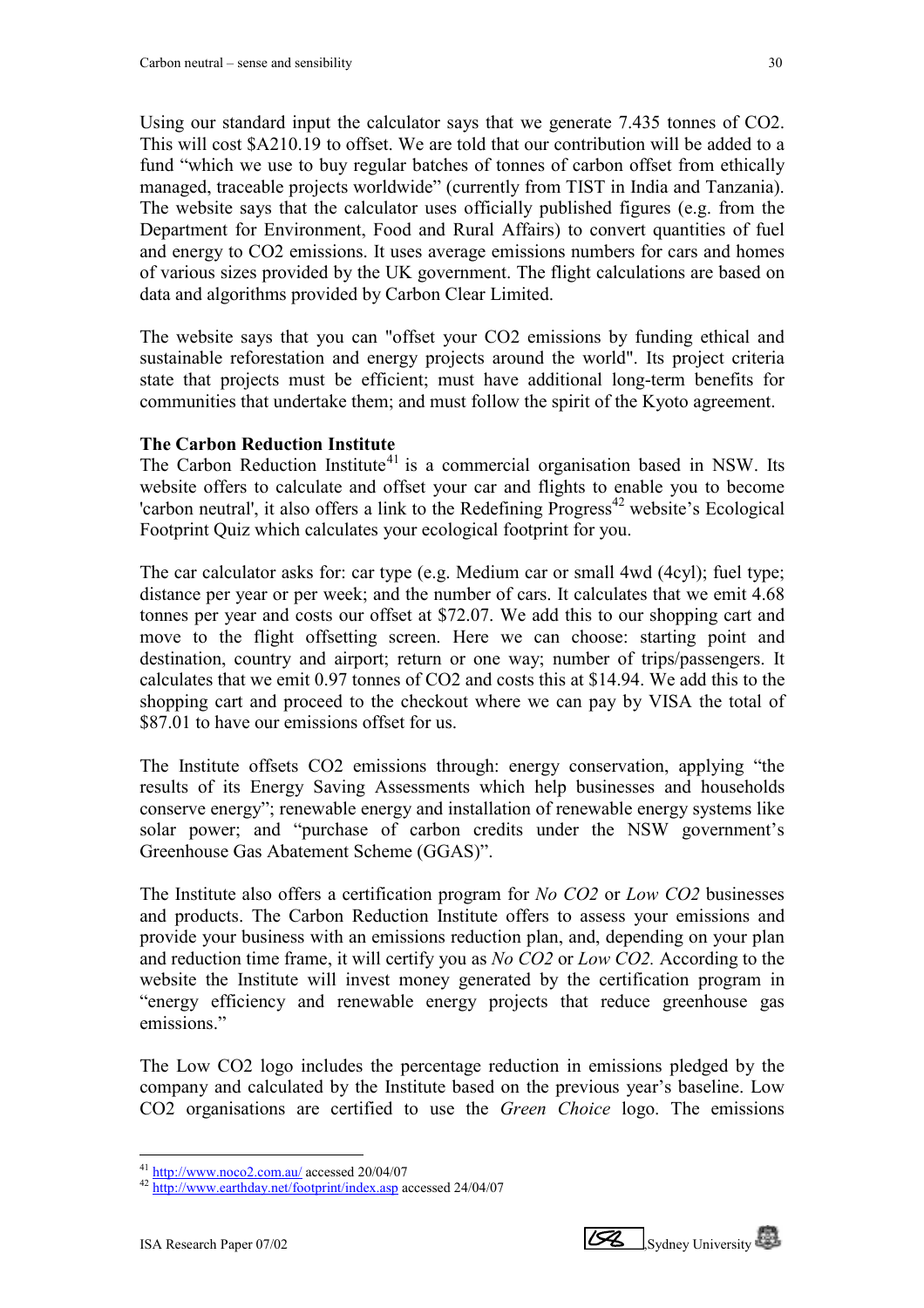Using our standard input the calculator says that we generate 7.435 tonnes of $CO_2$. This will cost $A210.19 to offset. We are told that our contribution will be added to a fund "which we use to buy regular batches of tonnes of carbon offset from ethically managed, traceable projects worldwide" (currently from TIST in India and Tanzania). The website says that the calculator uses officially published figures (e.g. from the Department for Environment, Food and Rural Affairs) to convert quantities of fuel and energy to $CO_2$ emissions. It uses average emissions numbers for cars and homes of various sizes provided by the UK government. The flight calculations are based on data and algorithms provided by Carbon Clear Limited.

The website says that you can "offset your $CO_2$ emissions by funding ethical and sustainable reforestation and energy projects around the world". Its project criteria state that projects must be efficient; must have additional long-term benefits for communities that undertake them; and must follow the spirit of the Kyoto agreement.

**The Carbon Reduction Institute**

The Carbon Reduction Institute[41] is a commercial organisation based in NSW. Its website offers to calculate and offset your car and flights to enable you to become 'carbon neutral', it also offers a link to the Redefining Progress[42] website's Ecological Footprint Quiz which calculates your ecological footprint for you.

The car calculator asks for: car type (e.g. Medium car or small 4wd (4cyl); fuel type; distance per year or per week; and the number of cars. It calculates that we emit 4.68 tonnes per year and costs our offset at $72.07. We add this to our shopping cart and move to the flight offsetting screen. Here we can choose: starting point and destination, country and airport; return or one way; number of trips/passengers. It calculates that we emit 0.97 tonnes of $CO_2$ and costs this at $14.94. We add this to the shopping cart and proceed to the checkout where we can pay by VISA the total of $87.01 to have our emissions offset for us.

The Institute offsets $CO_2$ emissions through: energy conservation, applying "the results of its Energy Saving Assessments which help businesses and households conserve energy"; renewable energy and installation of renewable energy systems like solar power; and "purchase of carbon credits under the NSW government's Greenhouse Gas Abatement Scheme (GGAS)".

The Institute also offers a certification program for *No CO2* or *Low CO2* businesses and products. The Carbon Reduction Institute offers to assess your emissions and provide your business with an emissions reduction plan, and, depending on your plan and reduction time frame, it will certify you as *No CO2* or *Low CO2.* According to the website the Institute will invest money generated by the certification program in "energy efficiency and renewable energy projects that reduce greenhouse gas emissions."

The Low CO2 logo includes the percentage reduction in emissions pledged by the company and calculated by the Institute based on the previous year's baseline. Low CO2 organisations are certified to use the *Green Choice* logo. The emissions

[41] http://www.noco2.com.au/ accessed 20/04/07

[42] http://www.earthday.net/footprint/index.asp accessed 24/04/07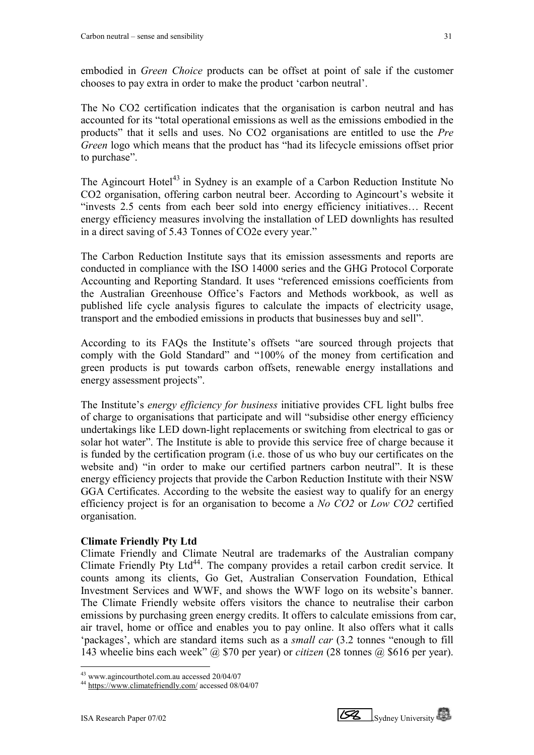embodied in *Green Choice* products can be offset at point of sale if the customer chooses to pay extra in order to make the product 'carbon neutral'.

The No CO2 certification indicates that the organisation is carbon neutral and has accounted for its "total operational emissions as well as the emissions embodied in the products" that it sells and uses. No CO2 organisations are entitled to use the *Pre Green* logo which means that the product has "had its lifecycle emissions offset prior to purchase".

The Agincourt Hotel[43] in Sydney is an example of a Carbon Reduction Institute No CO2 organisation, offering carbon neutral beer. According to Agincourt's website it "invests 2.5 cents from each beer sold into energy efficiency initiatives… Recent energy efficiency measures involving the installation of LED downlights has resulted in a direct saving of 5.43 Tonnes of CO2e every year."

The Carbon Reduction Institute says that its emission assessments and reports are conducted in compliance with the ISO 14000 series and the GHG Protocol Corporate Accounting and Reporting Standard. It uses "referenced emissions coefficients from the Australian Greenhouse Office's Factors and Methods workbook, as well as published life cycle analysis figures to calculate the impacts of electricity usage, transport and the embodied emissions in products that businesses buy and sell".

According to its FAQs the Institute's offsets "are sourced through projects that comply with the Gold Standard" and "100% of the money from certification and green products is put towards carbon offsets, renewable energy installations and energy assessment projects".

The Institute's *energy efficiency for business* initiative provides CFL light bulbs free of charge to organisations that participate and will "subsidise other energy efficiency undertakings like LED down-light replacements or switching from electrical to gas or solar hot water". The Institute is able to provide this service free of charge because it is funded by the certification program (i.e. those of us who buy our certificates on the website and) "in order to make our certified partners carbon neutral". It is these energy efficiency projects that provide the Carbon Reduction Institute with their NSW GGA Certificates. According to the website the easiest way to qualify for an energy efficiency project is for an organisation to become a *No CO2* or *Low CO2* certified organisation.

**Climate Friendly Pty Ltd**

Climate Friendly and Climate Neutral are trademarks of the Australian company Climate Friendly Pty Ltd[44]. The company provides a retail carbon credit service. It counts among its clients, Go Get, Australian Conservation Foundation, Ethical Investment Services and WWF, and shows the WWF logo on its website's banner. The Climate Friendly website offers visitors the chance to neutralise their carbon emissions by purchasing green energy credits. It offers to calculate emissions from car, air travel, home or office and enables you to pay online. It also offers what it calls 'packages', which are standard items such as a *small car* (3.2 tonnes "enough to fill 143 wheelie bins each week" @ $70 per year) or *citizen* (28 tonnes @ $616 per year).

---

[43] www.agincourthotel.com.au accessed 20/04/07

[44] https://www.climatefriendly.com/ accessed 08/04/07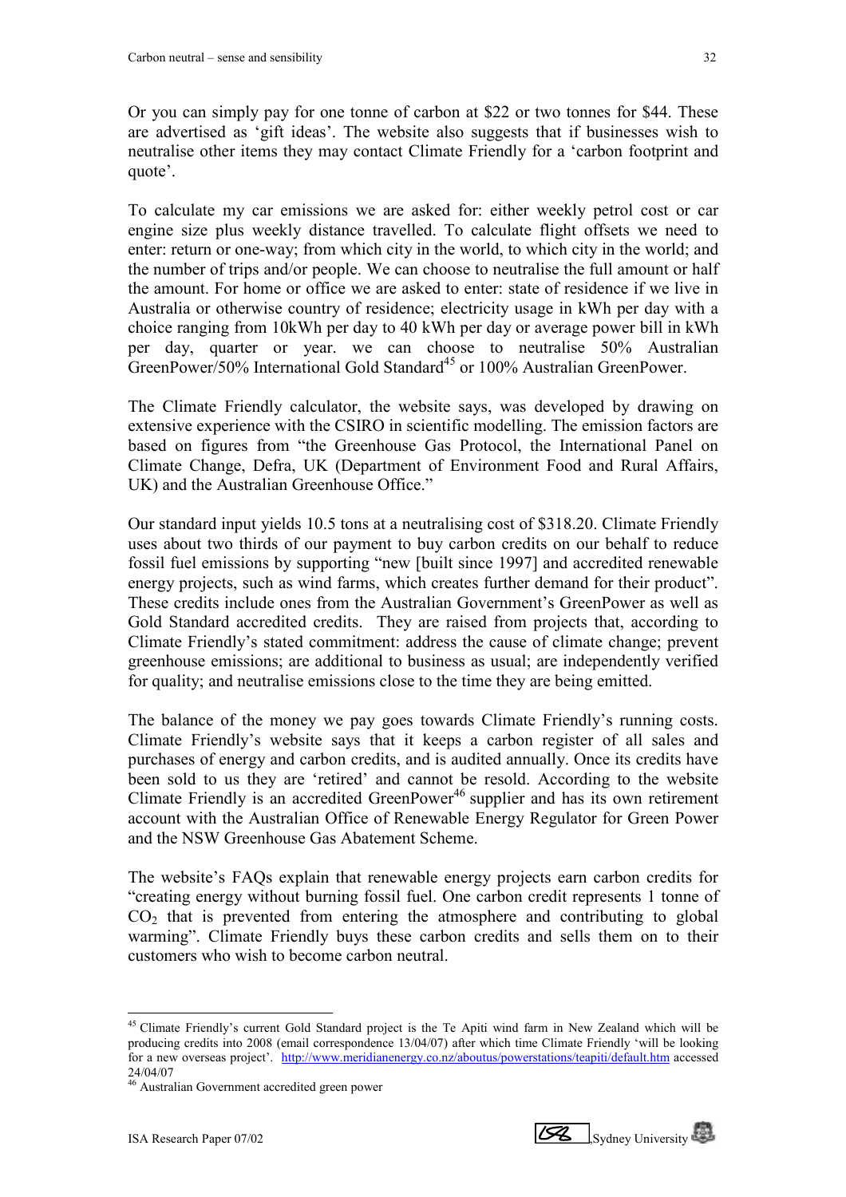Or you can simply pay for one tonne of carbon at $22 or two tonnes for $44. These are advertised as 'gift ideas'. The website also suggests that if businesses wish to neutralise other items they may contact Climate Friendly for a 'carbon footprint and quote'.

To calculate my car emissions we are asked for: either weekly petrol cost or car engine size plus weekly distance travelled. To calculate flight offsets we need to enter: return or one-way; from which city in the world, to which city in the world; and the number of trips and/or people. We can choose to neutralise the full amount or half the amount. For home or office we are asked to enter: state of residence if we live in Australia or otherwise country of residence; electricity usage in kWh per day with a choice ranging from 10kWh per day to 40 kWh per day or average power bill in kWh per day, quarter or year. we can choose to neutralise 50% Australian GreenPower/50% International Gold Standard[45] or 100% Australian GreenPower.

The Climate Friendly calculator, the website says, was developed by drawing on extensive experience with the CSIRO in scientific modelling. The emission factors are based on figures from "the Greenhouse Gas Protocol, the International Panel on Climate Change, Defra, UK (Department of Environment Food and Rural Affairs, UK) and the Australian Greenhouse Office."

Our standard input yields 10.5 tons at a neutralising cost of $318.20. Climate Friendly uses about two thirds of our payment to buy carbon credits on our behalf to reduce fossil fuel emissions by supporting "new [built since 1997] and accredited renewable energy projects, such as wind farms, which creates further demand for their product". These credits include ones from the Australian Government's GreenPower as well as Gold Standard accredited credits. They are raised from projects that, according to Climate Friendly's stated commitment: address the cause of climate change; prevent greenhouse emissions; are additional to business as usual; are independently verified for quality; and neutralise emissions close to the time they are being emitted.

The balance of the money we pay goes towards Climate Friendly's running costs. Climate Friendly's website says that it keeps a carbon register of all sales and purchases of energy and carbon credits, and is audited annually. Once its credits have been sold to us they are 'retired' and cannot be resold. According to the website Climate Friendly is an accredited GreenPower[46] supplier and has its own retirement account with the Australian Office of Renewable Energy Regulator for Green Power and the NSW Greenhouse Gas Abatement Scheme.

The website's FAQs explain that renewable energy projects earn carbon credits for "creating energy without burning fossil fuel. One carbon credit represents 1 tonne of $CO_2$ that is prevented from entering the atmosphere and contributing to global warming". Climate Friendly buys these carbon credits and sells them on to their customers who wish to become carbon neutral.

---

[45] Climate Friendly's current Gold Standard project is the Te Apiti wind farm in New Zealand which will be producing credits into 2008 (email correspondence 13/04/07) after which time Climate Friendly 'will be looking for a new overseas project'. http://www.meridianenergy.co.nz/aboutus/powerstations/teapiti/default.htm accessed 24/04/07

[46] Australian Government accredited green power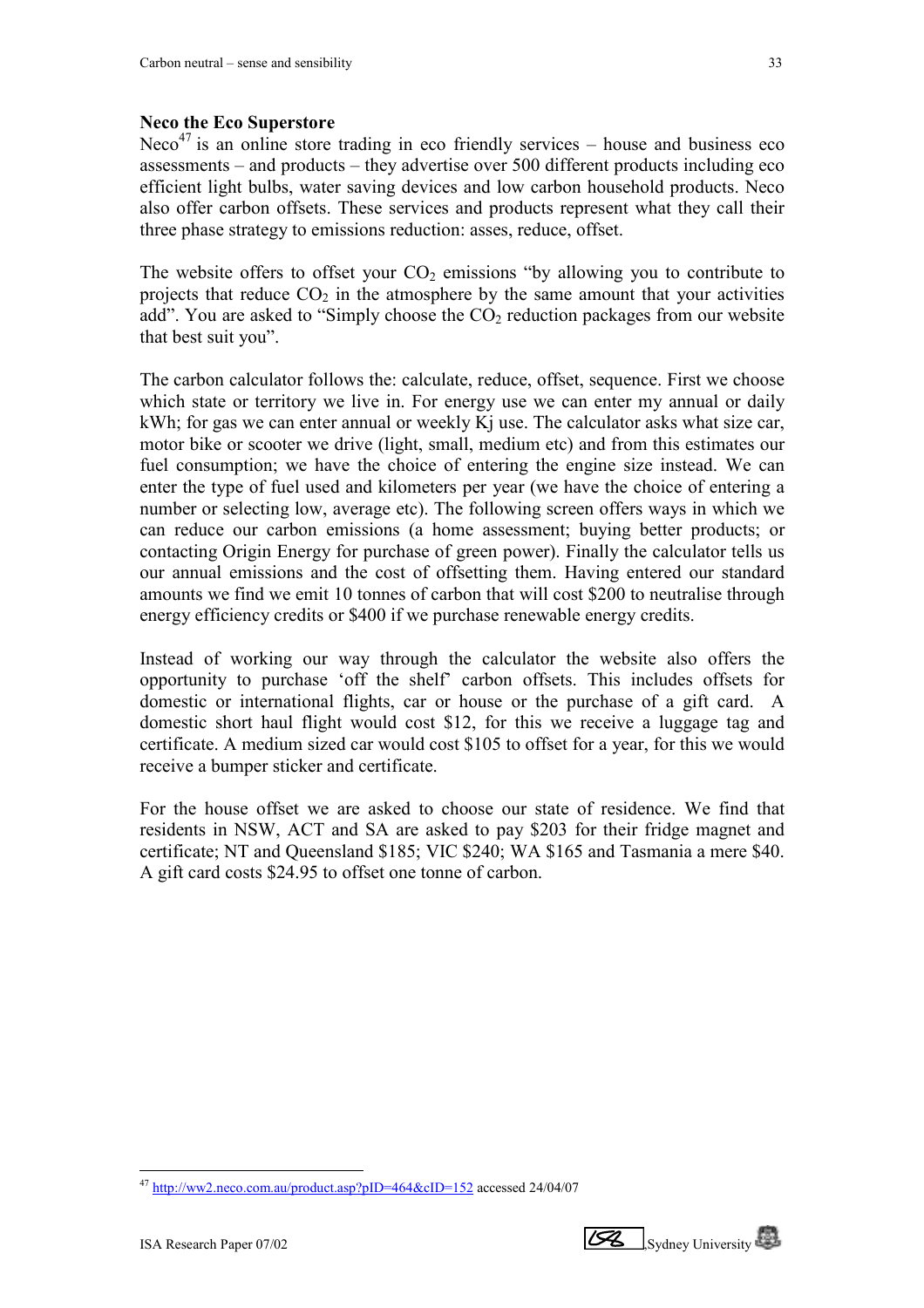**Neco the Eco Superstore**

Neco[47] is an online store trading in eco friendly services – house and business eco assessments – and products – they advertise over 500 different products including eco efficient light bulbs, water saving devices and low carbon household products. Neco also offer carbon offsets. These services and products represent what they call their three phase strategy to emissions reduction: asses, reduce, offset.

The website offers to offset your $CO_2$ emissions "by allowing you to contribute to projects that reduce $CO_2$ in the atmosphere by the same amount that your activities add". You are asked to "Simply choose the $CO_2$ reduction packages from our website that best suit you".

The carbon calculator follows the: calculate, reduce, offset, sequence. First we choose which state or territory we live in. For energy use we can enter my annual or daily kWh; for gas we can enter annual or weekly Kj use. The calculator asks what size car, motor bike or scooter we drive (light, small, medium etc) and from this estimates our fuel consumption; we have the choice of entering the engine size instead. We can enter the type of fuel used and kilometers per year (we have the choice of entering a number or selecting low, average etc). The following screen offers ways in which we can reduce our carbon emissions (a home assessment; buying better products; or contacting Origin Energy for purchase of green power). Finally the calculator tells us our annual emissions and the cost of offsetting them. Having entered our standard amounts we find we emit 10 tonnes of carbon that will cost $200 to neutralise through energy efficiency credits or $400 if we purchase renewable energy credits.

Instead of working our way through the calculator the website also offers the opportunity to purchase 'off the shelf' carbon offsets. This includes offsets for domestic or international flights, car or house or the purchase of a gift card. A domestic short haul flight would cost $12, for this we receive a luggage tag and certificate. A medium sized car would cost $105 to offset for a year, for this we would receive a bumper sticker and certificate.

For the house offset we are asked to choose our state of residence. We find that residents in NSW, ACT and SA are asked to pay $203 for their fridge magnet and certificate; NT and Queensland $185; VIC $240; WA $165 and Tasmania a mere $40. A gift card costs $24.95 to offset one tonne of carbon.

---

[47] http://ww2.neco.com.au/product.asp?pID=464&cID=152 accessed 24/04/07